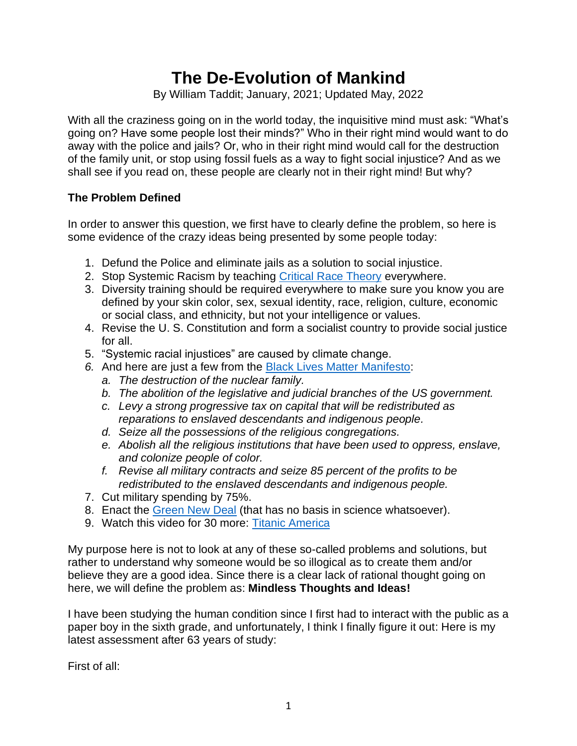# The De-Evolution of Mankind

By William Taddit; January, 2021; Updated May, 2022

With all the craziness going on in the world today, the inquisitive mind must ask: "What's going on? Have some people lost their minds?" Who in their right mind would want to do away with the police and jails? Or, who in their right mind would call for the destruction of the family unit, or stop using fossil fuels as a way to fight social injustice? And as we shall see if you read on, these people are clearly not in their right mind! But why?

### The Problem Defined

In order to answer this question, we first have to clearly define the problem, so here is some evidence of the crazy ideas being presented by some people today:

1. Defund the Police and eliminate jails as a solution to social injustice.
2. Stop Systemic Racism by teaching [Critical Race Theory]() everywhere.
3. Diversity training should be required everywhere to make sure you know you are defined by your skin color, sex, sexual identity, race, religion, culture, economic or social class, and ethnicity, but not your intelligence or values.
4. Revise the U. S. Constitution and form a socialist country to provide social justice for all.
5. "Systemic racial injustices" are caused by climate change.
6. *And here are just a few from the* [Black Lives Matter Manifesto]():
   a. *The destruction of the nuclear family.*
   b. *The abolition of the legislative and judicial branches of the US government.*
   c. *Levy a strong progressive tax on capital that will be redistributed as reparations to enslaved descendants and indigenous people.*
   d. *Seize all the possessions of the religious congregations.*
   e. *Abolish all the religious institutions that have been used to oppress, enslave, and colonize people of color.*
   f. *Revise all military contracts and seize 85 percent of the profits to be redistributed to the enslaved descendants and indigenous people.*
7. Cut military spending by 75%.
8. Enact the [Green New Deal]() (that has no basis in science whatsoever).
9. Watch this video for 30 more: [Titanic America]()

My purpose here is not to look at any of these so-called problems and solutions, but rather to understand why someone would be so illogical as to create them and/or believe they are a good idea. Since there is a clear lack of rational thought going on here, we will define the problem as: **Mindless Thoughts and Ideas!**

I have been studying the human condition since I first had to interact with the public as a paper boy in the sixth grade, and unfortunately, I think I finally figure it out: Here is my latest assessment after 63 years of study:

First of all: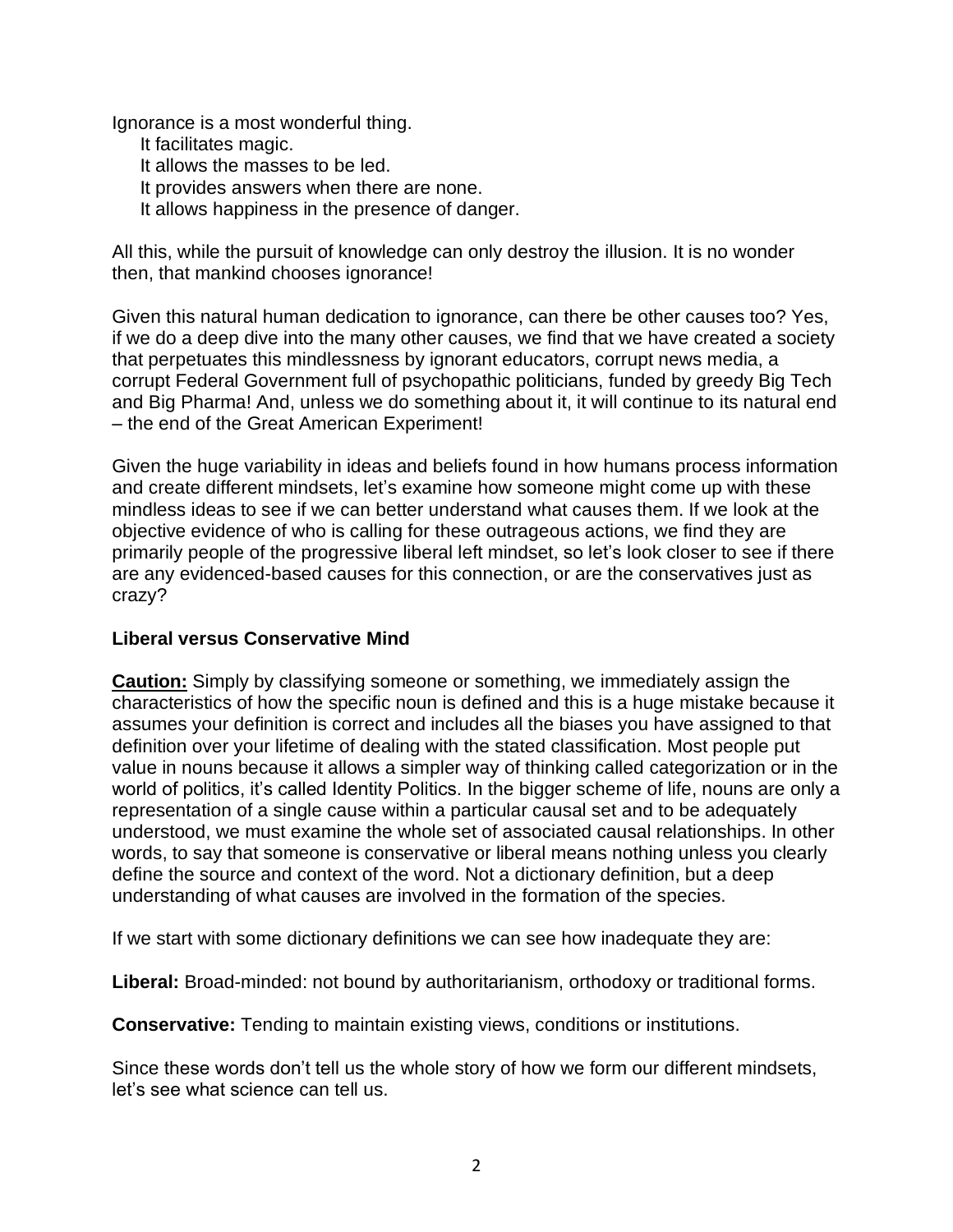Ignorance is a most wonderful thing.

It facilitates magic.
It allows the masses to be led.
It provides answers when there are none.
It allows happiness in the presence of danger.

All this, while the pursuit of knowledge can only destroy the illusion. It is no wonder then, that mankind chooses ignorance!

Given this natural human dedication to ignorance, can there be other causes too? Yes, if we do a deep dive into the many other causes, we find that we have created a society that perpetuates this mindlessness by ignorant educators, corrupt news media, a corrupt Federal Government full of psychopathic politicians, funded by greedy Big Tech and Big Pharma! And, unless we do something about it, it will continue to its natural end – the end of the Great American Experiment!

Given the huge variability in ideas and beliefs found in how humans process information and create different mindsets, let's examine how someone might come up with these mindless ideas to see if we can better understand what causes them. If we look at the objective evidence of who is calling for these outrageous actions, we find they are primarily people of the progressive liberal left mindset, so let's look closer to see if there are any evidenced-based causes for this connection, or are the conservatives just as crazy?

**Liberal versus Conservative Mind**

**Caution:** Simply by classifying someone or something, we immediately assign the characteristics of how the specific noun is defined and this is a huge mistake because it assumes your definition is correct and includes all the biases you have assigned to that definition over your lifetime of dealing with the stated classification. Most people put value in nouns because it allows a simpler way of thinking called categorization or in the world of politics, it's called Identity Politics. In the bigger scheme of life, nouns are only a representation of a single cause within a particular causal set and to be adequately understood, we must examine the whole set of associated causal relationships. In other words, to say that someone is conservative or liberal means nothing unless you clearly define the source and context of the word. Not a dictionary definition, but a deep understanding of what causes are involved in the formation of the species.

If we start with some dictionary definitions we can see how inadequate they are:

**Liberal:** Broad-minded: not bound by authoritarianism, orthodoxy or traditional forms.

**Conservative:** Tending to maintain existing views, conditions or institutions.

Since these words don't tell us the whole story of how we form our different mindsets, let's see what science can tell us.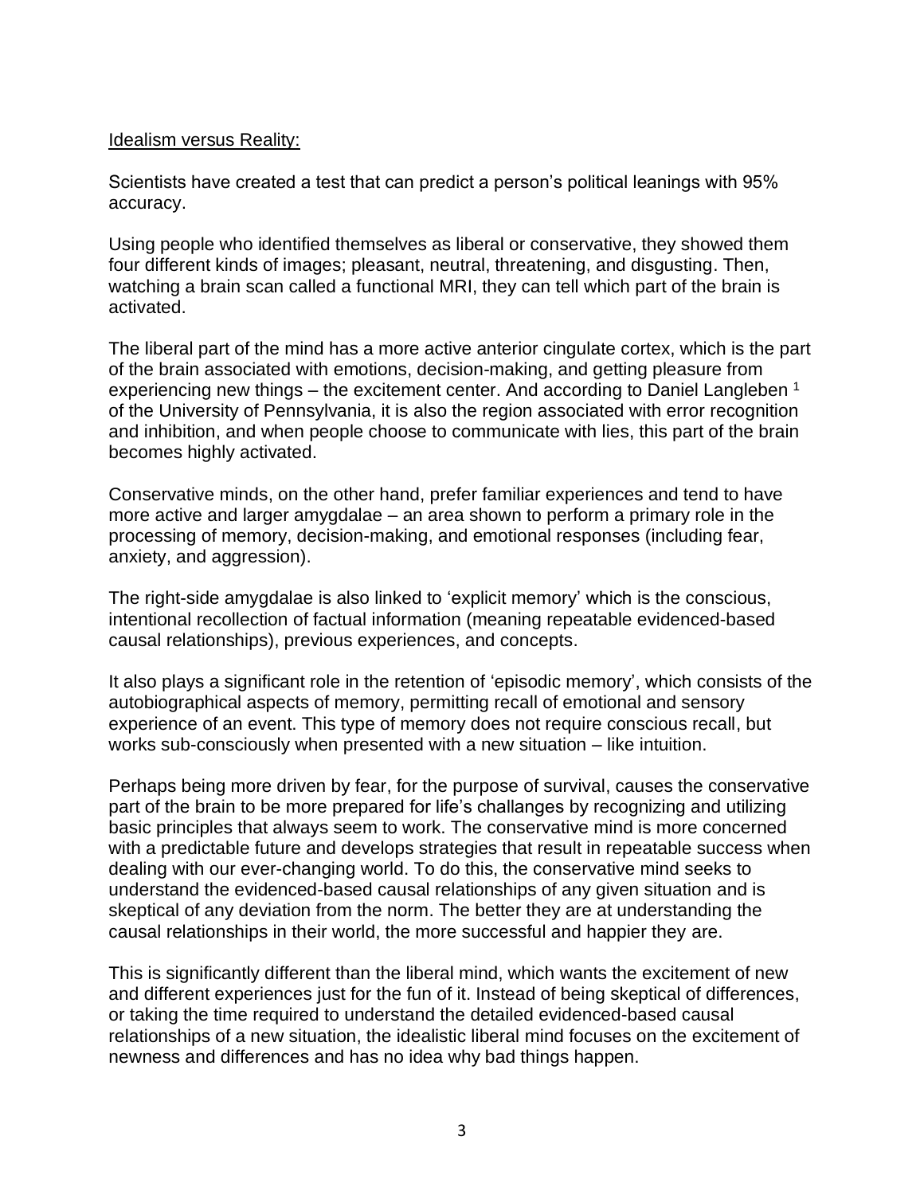Idealism versus Reality:

Scientists have created a test that can predict a person's political leanings with 95% accuracy.

Using people who identified themselves as liberal or conservative, they showed them four different kinds of images; pleasant, neutral, threatening, and disgusting. Then, watching a brain scan called a functional MRI, they can tell which part of the brain is activated.

The liberal part of the mind has a more active anterior cingulate cortex, which is the part of the brain associated with emotions, decision-making, and getting pleasure from experiencing new things – the excitement center. And according to Daniel Langleben [1] of the University of Pennsylvania, it is also the region associated with error recognition and inhibition, and when people choose to communicate with lies, this part of the brain becomes highly activated.

Conservative minds, on the other hand, prefer familiar experiences and tend to have more active and larger amygdalae – an area shown to perform a primary role in the processing of memory, decision-making, and emotional responses (including fear, anxiety, and aggression).

The right-side amygdalae is also linked to 'explicit memory' which is the conscious, intentional recollection of factual information (meaning repeatable evidenced-based causal relationships), previous experiences, and concepts.

It also plays a significant role in the retention of 'episodic memory', which consists of the autobiographical aspects of memory, permitting recall of emotional and sensory experience of an event. This type of memory does not require conscious recall, but works sub-consciously when presented with a new situation – like intuition.

Perhaps being more driven by fear, for the purpose of survival, causes the conservative part of the brain to be more prepared for life's challanges by recognizing and utilizing basic principles that always seem to work. The conservative mind is more concerned with a predictable future and develops strategies that result in repeatable success when dealing with our ever-changing world. To do this, the conservative mind seeks to understand the evidenced-based causal relationships of any given situation and is skeptical of any deviation from the norm. The better they are at understanding the causal relationships in their world, the more successful and happier they are.

This is significantly different than the liberal mind, which wants the excitement of new and different experiences just for the fun of it. Instead of being skeptical of differences, or taking the time required to understand the detailed evidenced-based causal relationships of a new situation, the idealistic liberal mind focuses on the excitement of newness and differences and has no idea why bad things happen.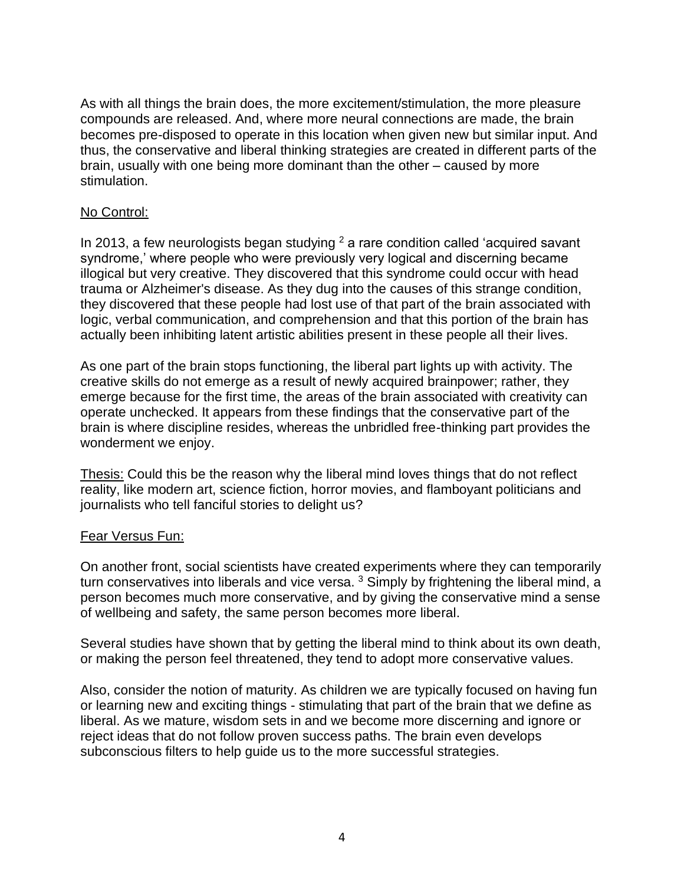As with all things the brain does, the more excitement/stimulation, the more pleasure compounds are released. And, where more neural connections are made, the brain becomes pre-disposed to operate in this location when given new but similar input. And thus, the conservative and liberal thinking strategies are created in different parts of the brain, usually with one being more dominant than the other – caused by more stimulation.

<u>No Control:</u>

In 2013, a few neurologists began studying [2] a rare condition called 'acquired savant syndrome,' where people who were previously very logical and discerning became illogical but very creative. They discovered that this syndrome could occur with head trauma or Alzheimer's disease. As they dug into the causes of this strange condition, they discovered that these people had lost use of that part of the brain associated with logic, verbal communication, and comprehension and that this portion of the brain has actually been inhibiting latent artistic abilities present in these people all their lives.

As one part of the brain stops functioning, the liberal part lights up with activity. The creative skills do not emerge as a result of newly acquired brainpower; rather, they emerge because for the first time, the areas of the brain associated with creativity can operate unchecked. It appears from these findings that the conservative part of the brain is where discipline resides, whereas the unbridled free-thinking part provides the wonderment we enjoy.

<u>Thesis:</u> Could this be the reason why the liberal mind loves things that do not reflect reality, like modern art, science fiction, horror movies, and flamboyant politicians and journalists who tell fanciful stories to delight us?

<u>Fear Versus Fun:</u>

On another front, social scientists have created experiments where they can temporarily turn conservatives into liberals and vice versa. [3] Simply by frightening the liberal mind, a person becomes much more conservative, and by giving the conservative mind a sense of wellbeing and safety, the same person becomes more liberal.

Several studies have shown that by getting the liberal mind to think about its own death, or making the person feel threatened, they tend to adopt more conservative values.

Also, consider the notion of maturity. As children we are typically focused on having fun or learning new and exciting things - stimulating that part of the brain that we define as liberal. As we mature, wisdom sets in and we become more discerning and ignore or reject ideas that do not follow proven success paths. The brain even develops subconscious filters to help guide us to the more successful strategies.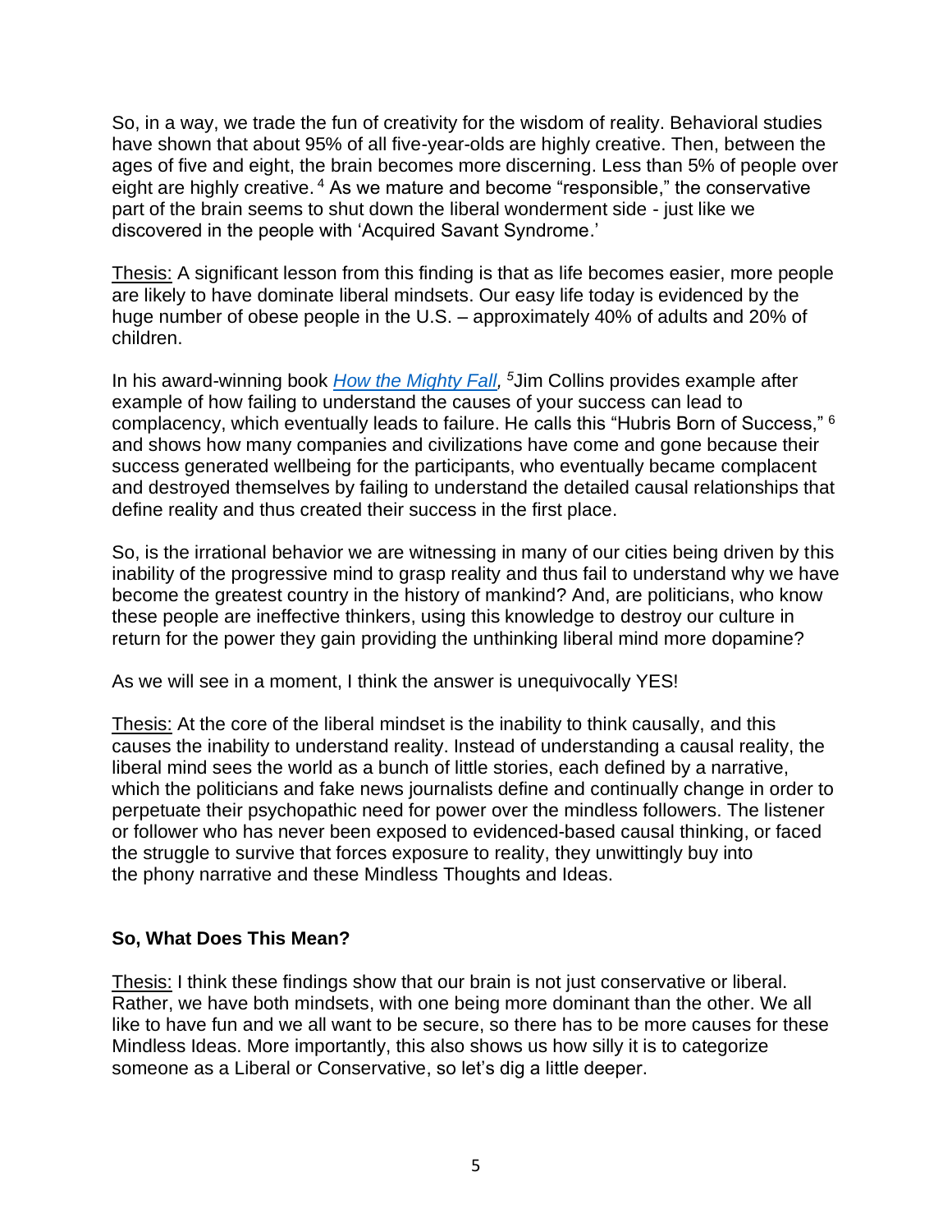So, in a way, we trade the fun of creativity for the wisdom of reality. Behavioral studies have shown that about 95% of all five-year-olds are highly creative. Then, between the ages of five and eight, the brain becomes more discerning. Less than 5% of people over eight are highly creative.[4] As we mature and become "responsible," the conservative part of the brain seems to shut down the liberal wonderment side - just like we discovered in the people with 'Acquired Savant Syndrome.'

Thesis: A significant lesson from this finding is that as life becomes easier, more people are likely to have dominate liberal mindsets. Our easy life today is evidenced by the huge number of obese people in the U.S. – approximately 40% of adults and 20% of children.

In his award-winning book *How the Mighty Fall,*[5] Jim Collins provides example after example of how failing to understand the causes of your success can lead to complacency, which eventually leads to failure. He calls this "Hubris Born of Success,"[6] and shows how many companies and civilizations have come and gone because their success generated wellbeing for the participants, who eventually became complacent and destroyed themselves by failing to understand the detailed causal relationships that define reality and thus created their success in the first place.

So, is the irrational behavior we are witnessing in many of our cities being driven by this inability of the progressive mind to grasp reality and thus fail to understand why we have become the greatest country in the history of mankind? And, are politicians, who know these people are ineffective thinkers, using this knowledge to destroy our culture in return for the power they gain providing the unthinking liberal mind more dopamine?

As we will see in a moment, I think the answer is unequivocally YES!

Thesis: At the core of the liberal mindset is the inability to think causally, and this causes the inability to understand reality. Instead of understanding a causal reality, the liberal mind sees the world as a bunch of little stories, each defined by a narrative, which the politicians and fake news journalists define and continually change in order to perpetuate their psychopathic need for power over the mindless followers. The listener or follower who has never been exposed to evidenced-based causal thinking, or faced the struggle to survive that forces exposure to reality, they unwittingly buy into the phony narrative and these Mindless Thoughts and Ideas.

**So, What Does This Mean?**

Thesis: I think these findings show that our brain is not just conservative or liberal. Rather, we have both mindsets, with one being more dominant than the other. We all like to have fun and we all want to be secure, so there has to be more causes for these Mindless Ideas. More importantly, this also shows us how silly it is to categorize someone as a Liberal or Conservative, so let's dig a little deeper.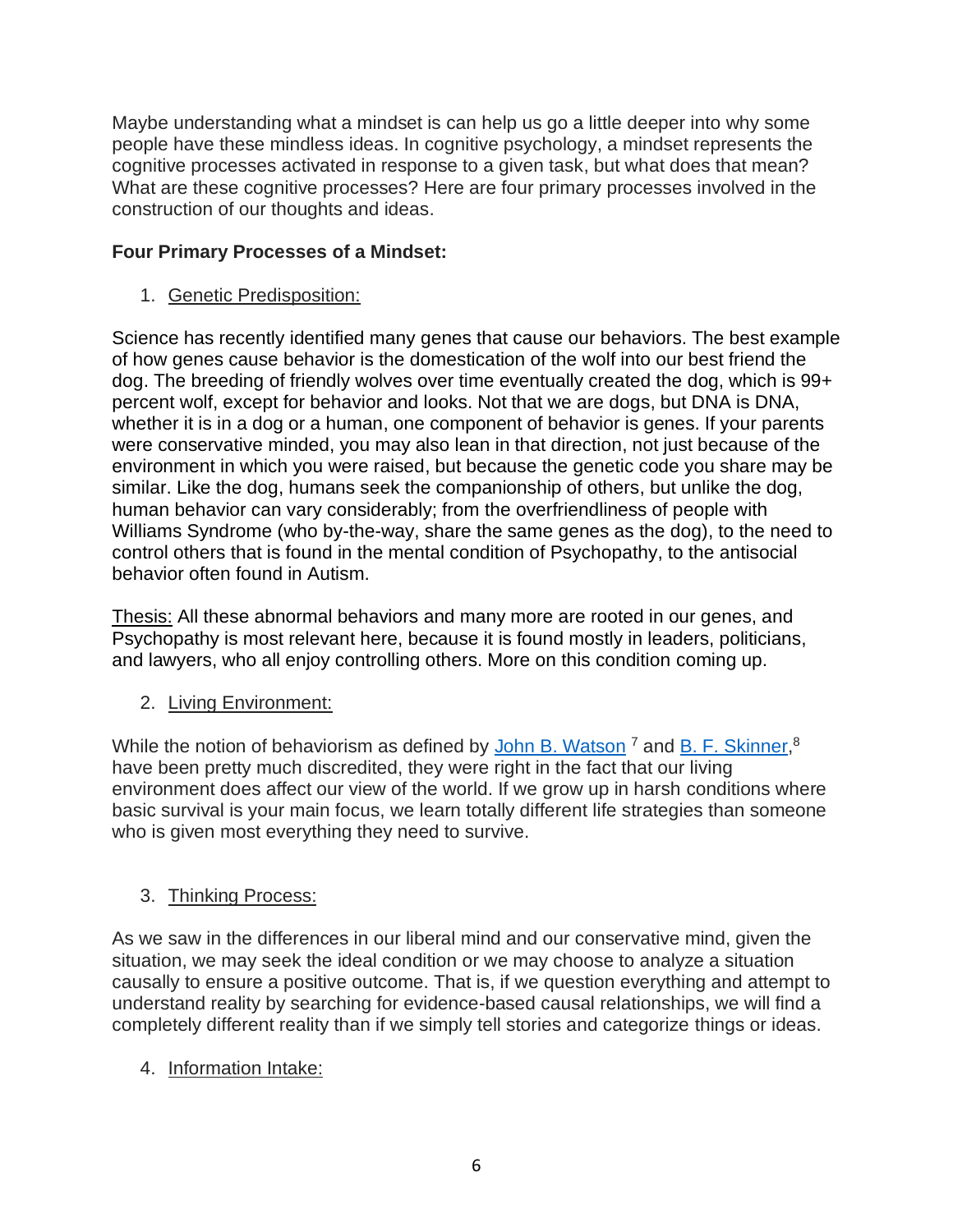Maybe understanding what a mindset is can help us go a little deeper into why some people have these mindless ideas. In cognitive psychology, a mindset represents the cognitive processes activated in response to a given task, but what does that mean? What are these cognitive processes? Here are four primary processes involved in the construction of our thoughts and ideas.

**Four Primary Processes of a Mindset:**

1. Genetic Predisposition:

Science has recently identified many genes that cause our behaviors. The best example of how genes cause behavior is the domestication of the wolf into our best friend the dog. The breeding of friendly wolves over time eventually created the dog, which is 99+ percent wolf, except for behavior and looks. Not that we are dogs, but DNA is DNA, whether it is in a dog or a human, one component of behavior is genes. If your parents were conservative minded, you may also lean in that direction, not just because of the environment in which you were raised, but because the genetic code you share may be similar. Like the dog, humans seek the companionship of others, but unlike the dog, human behavior can vary considerably; from the overfriendliness of people with Williams Syndrome (who by-the-way, share the same genes as the dog), to the need to control others that is found in the mental condition of Psychopathy, to the antisocial behavior often found in Autism.

Thesis: All these abnormal behaviors and many more are rooted in our genes, and Psychopathy is most relevant here, because it is found mostly in leaders, politicians, and lawyers, who all enjoy controlling others. More on this condition coming up.

2. Living Environment:

While the notion of behaviorism as defined by John B. Watson [7] and B. F. Skinner,[8] have been pretty much discredited, they were right in the fact that our living environment does affect our view of the world. If we grow up in harsh conditions where basic survival is your main focus, we learn totally different life strategies than someone who is given most everything they need to survive.

3. Thinking Process:

As we saw in the differences in our liberal mind and our conservative mind, given the situation, we may seek the ideal condition or we may choose to analyze a situation causally to ensure a positive outcome. That is, if we question everything and attempt to understand reality by searching for evidence-based causal relationships, we will find a completely different reality than if we simply tell stories and categorize things or ideas.

4. Information Intake: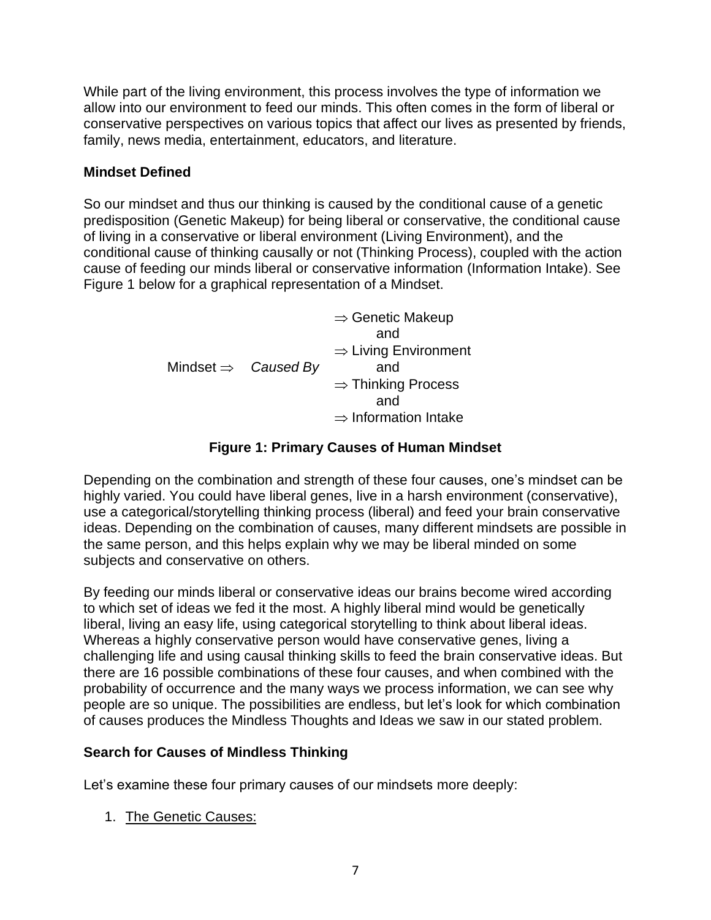While part of the living environment, this process involves the type of information we allow into our environment to feed our minds. This often comes in the form of liberal or conservative perspectives on various topics that affect our lives as presented by friends, family, news media, entertainment, educators, and literature.

**Mindset Defined**

So our mindset and thus our thinking is caused by the conditional cause of a genetic predisposition (Genetic Makeup) for being liberal or conservative, the conditional cause of living in a conservative or liberal environment (Living Environment), and the conditional cause of thinking causally or not (Thinking Process), coupled with the action cause of feeding our minds liberal or conservative information (Information Intake). See Figure 1 below for a graphical representation of a Mindset.

```
                              ⇒ Genetic Makeup
                                     and
                              ⇒ Living Environment
Mindset ⇒    Caused By               and
                              ⇒ Thinking Process
                                     and
                              ⇒ Information Intake
```

**Figure 1: Primary Causes of Human Mindset**

Depending on the combination and strength of these four causes, one's mindset can be highly varied. You could have liberal genes, live in a harsh environment (conservative), use a categorical/storytelling thinking process (liberal) and feed your brain conservative ideas. Depending on the combination of causes, many different mindsets are possible in the same person, and this helps explain why we may be liberal minded on some subjects and conservative on others.

By feeding our minds liberal or conservative ideas our brains become wired according to which set of ideas we fed it the most. A highly liberal mind would be genetically liberal, living an easy life, using categorical storytelling to think about liberal ideas. Whereas a highly conservative person would have conservative genes, living a challenging life and using causal thinking skills to feed the brain conservative ideas. But there are 16 possible combinations of these four causes, and when combined with the probability of occurrence and the many ways we process information, we can see why people are so unique. The possibilities are endless, but let's look for which combination of causes produces the Mindless Thoughts and Ideas we saw in our stated problem.

**Search for Causes of Mindless Thinking**

Let's examine these four primary causes of our mindsets more deeply:

1. <u>The Genetic Causes:</u>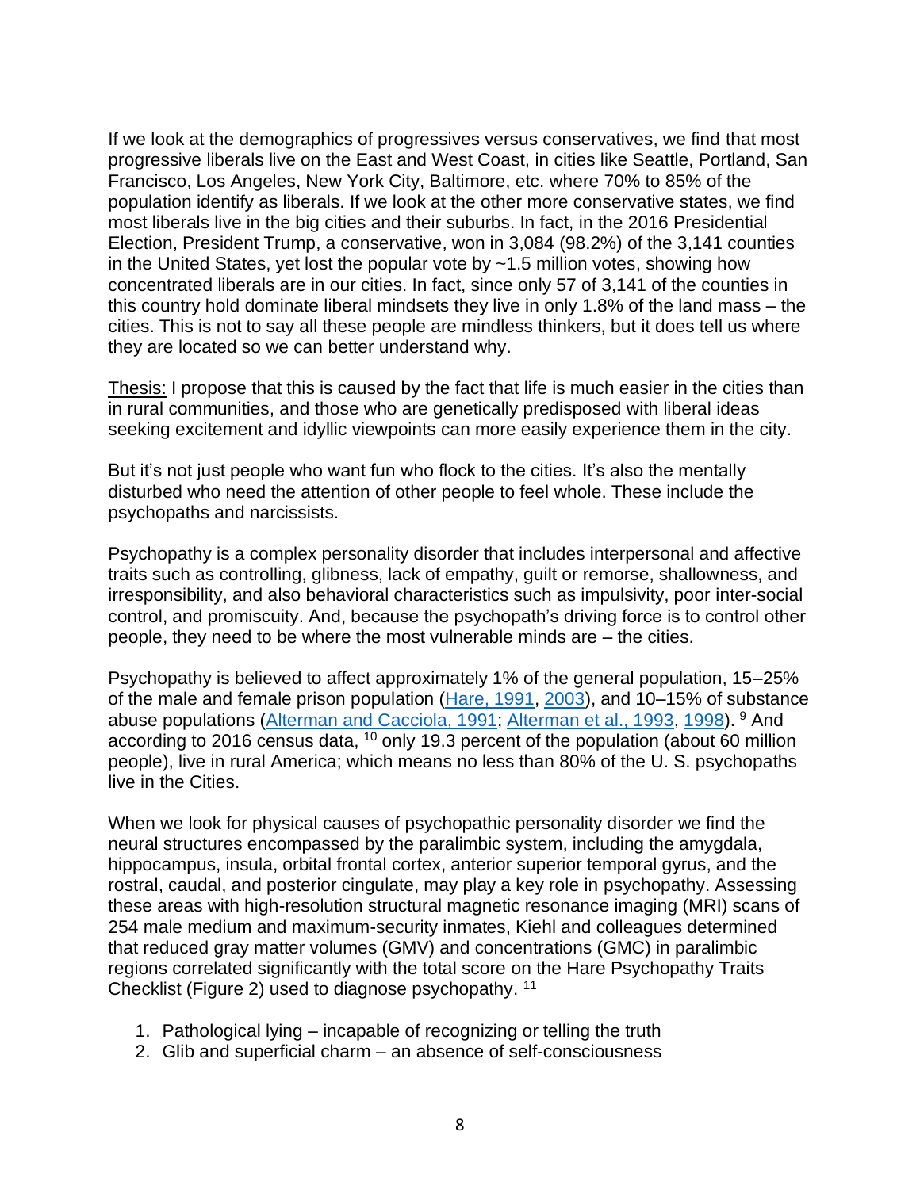If we look at the demographics of progressives versus conservatives, we find that most progressive liberals live on the East and West Coast, in cities like Seattle, Portland, San Francisco, Los Angeles, New York City, Baltimore, etc. where 70% to 85% of the population identify as liberals. If we look at the other more conservative states, we find most liberals live in the big cities and their suburbs. In fact, in the 2016 Presidential Election, President Trump, a conservative, won in 3,084 (98.2%) of the 3,141 counties in the United States, yet lost the popular vote by ~1.5 million votes, showing how concentrated liberals are in our cities. In fact, since only 57 of 3,141 of the counties in this country hold dominate liberal mindsets they live in only 1.8% of the land mass – the cities. This is not to say all these people are mindless thinkers, but it does tell us where they are located so we can better understand why.

<u>Thesis:</u> I propose that this is caused by the fact that life is much easier in the cities than in rural communities, and those who are genetically predisposed with liberal ideas seeking excitement and idyllic viewpoints can more easily experience them in the city.

But it's not just people who want fun who flock to the cities. It's also the mentally disturbed who need the attention of other people to feel whole. These include the psychopaths and narcissists.

Psychopathy is a complex personality disorder that includes interpersonal and affective traits such as controlling, glibness, lack of empathy, guilt or remorse, shallowness, and irresponsibility, and also behavioral characteristics such as impulsivity, poor inter-social control, and promiscuity. And, because the psychopath's driving force is to control other people, they need to be where the most vulnerable minds are – the cities.

Psychopathy is believed to affect approximately 1% of the general population, 15–25% of the male and female prison population (Hare, 1991, 2003), and 10–15% of substance abuse populations (Alterman and Cacciola, 1991; Alterman et al., 1993, 1998). [9] And according to 2016 census data, [10] only 19.3 percent of the population (about 60 million people), live in rural America; which means no less than 80% of the U. S. psychopaths live in the Cities.

When we look for physical causes of psychopathic personality disorder we find the neural structures encompassed by the paralimbic system, including the amygdala, hippocampus, insula, orbital frontal cortex, anterior superior temporal gyrus, and the rostral, caudal, and posterior cingulate, may play a key role in psychopathy. Assessing these areas with high-resolution structural magnetic resonance imaging (MRI) scans of 254 male medium and maximum-security inmates, Kiehl and colleagues determined that reduced gray matter volumes (GMV) and concentrations (GMC) in paralimbic regions correlated significantly with the total score on the Hare Psychopathy Traits Checklist (Figure 2) used to diagnose psychopathy. [11]

1. Pathological lying – incapable of recognizing or telling the truth
2. Glib and superficial charm – an absence of self-consciousness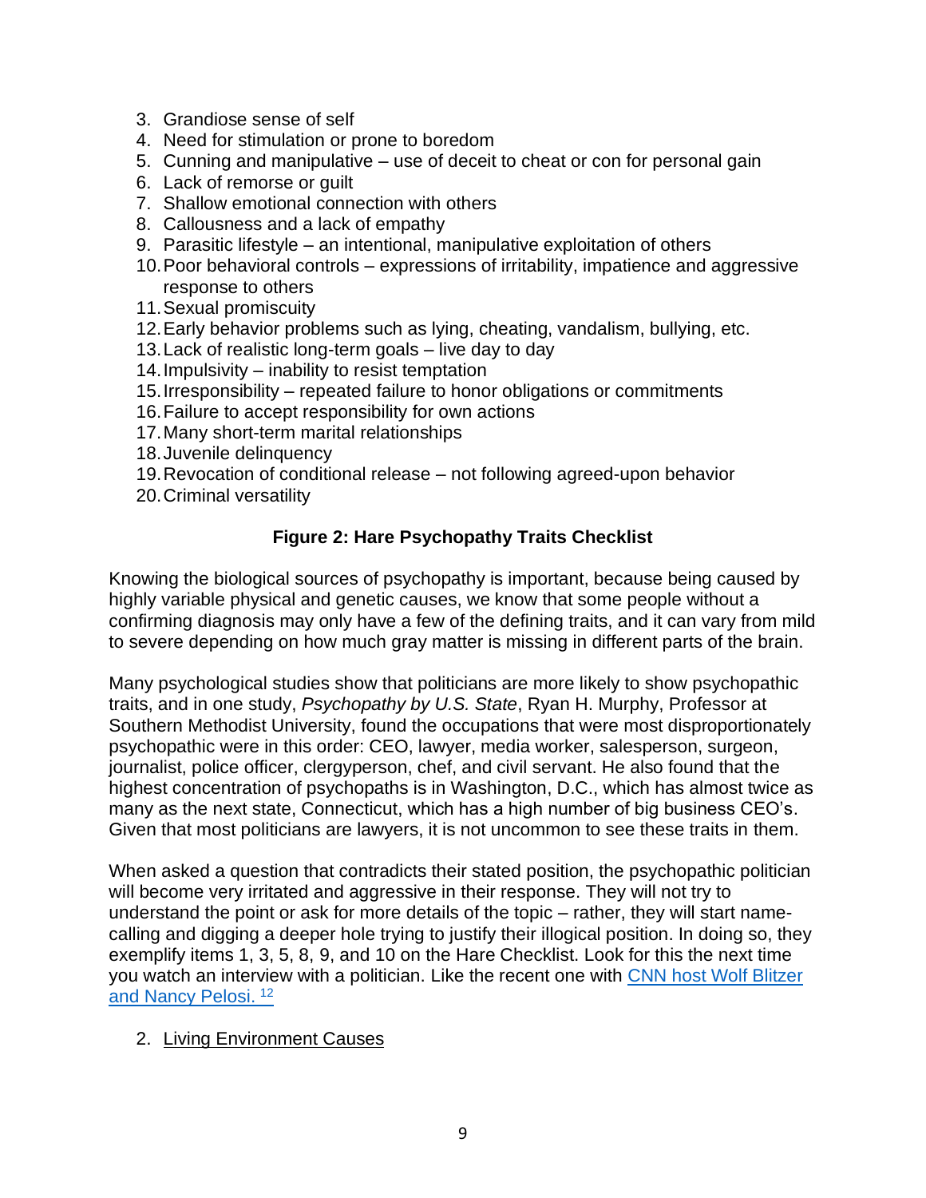3. Grandiose sense of self
4. Need for stimulation or prone to boredom
5. Cunning and manipulative – use of deceit to cheat or con for personal gain
6. Lack of remorse or guilt
7. Shallow emotional connection with others
8. Callousness and a lack of empathy
9. Parasitic lifestyle – an intentional, manipulative exploitation of others
10. Poor behavioral controls – expressions of irritability, impatience and aggressive response to others
11. Sexual promiscuity
12. Early behavior problems such as lying, cheating, vandalism, bullying, etc.
13. Lack of realistic long-term goals – live day to day
14. Impulsivity – inability to resist temptation
15. Irresponsibility – repeated failure to honor obligations or commitments
16. Failure to accept responsibility for own actions
17. Many short-term marital relationships
18. Juvenile delinquency
19. Revocation of conditional release – not following agreed-upon behavior
20. Criminal versatility

**Figure 2: Hare Psychopathy Traits Checklist**

Knowing the biological sources of psychopathy is important, because being caused by highly variable physical and genetic causes, we know that some people without a confirming diagnosis may only have a few of the defining traits, and it can vary from mild to severe depending on how much gray matter is missing in different parts of the brain.

Many psychological studies show that politicians are more likely to show psychopathic traits, and in one study, *Psychopathy by U.S. State*, Ryan H. Murphy, Professor at Southern Methodist University, found the occupations that were most disproportionately psychopathic were in this order: CEO, lawyer, media worker, salesperson, surgeon, journalist, police officer, clergyperson, chef, and civil servant. He also found that the highest concentration of psychopaths is in Washington, D.C., which has almost twice as many as the next state, Connecticut, which has a high number of big business CEO's. Given that most politicians are lawyers, it is not uncommon to see these traits in them.

When asked a question that contradicts their stated position, the psychopathic politician will become very irritated and aggressive in their response. They will not try to understand the point or ask for more details of the topic – rather, they will start name-calling and digging a deeper hole trying to justify their illogical position. In doing so, they exemplify items 1, 3, 5, 8, 9, and 10 on the Hare Checklist. Look for this the next time you watch an interview with a politician. Like the recent one with CNN host Wolf Blitzer and Nancy Pelosi. [12]

2. Living Environment Causes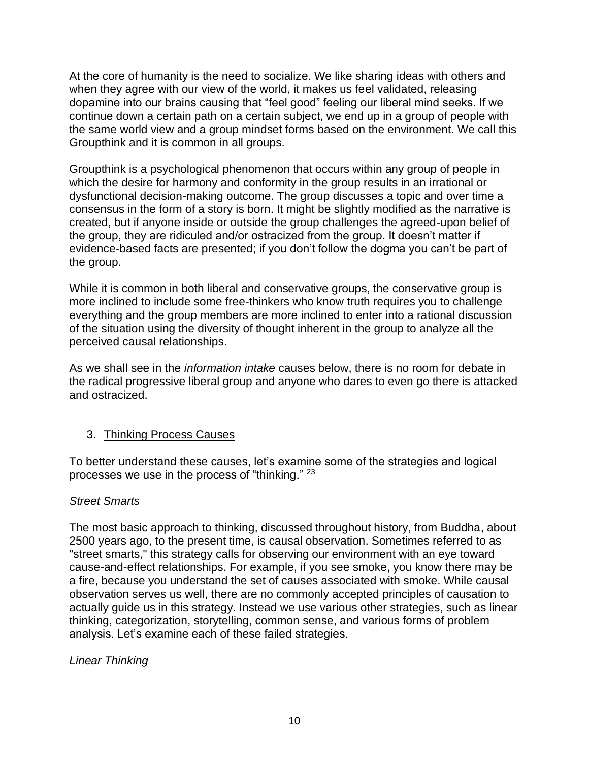At the core of humanity is the need to socialize. We like sharing ideas with others and when they agree with our view of the world, it makes us feel validated, releasing dopamine into our brains causing that “feel good” feeling our liberal mind seeks. If we continue down a certain path on a certain subject, we end up in a group of people with the same world view and a group mindset forms based on the environment. We call this Groupthink and it is common in all groups.

Groupthink is a psychological phenomenon that occurs within any group of people in which the desire for harmony and conformity in the group results in an irrational or dysfunctional decision-making outcome. The group discusses a topic and over time a consensus in the form of a story is born. It might be slightly modified as the narrative is created, but if anyone inside or outside the group challenges the agreed-upon belief of the group, they are ridiculed and/or ostracized from the group. It doesn’t matter if evidence-based facts are presented; if you don’t follow the dogma you can’t be part of the group.

While it is common in both liberal and conservative groups, the conservative group is more inclined to include some free-thinkers who know truth requires you to challenge everything and the group members are more inclined to enter into a rational discussion of the situation using the diversity of thought inherent in the group to analyze all the perceived causal relationships.

As we shall see in the *information intake* causes below, there is no room for debate in the radical progressive liberal group and anyone who dares to even go there is attacked and ostracized.

3. <u>Thinking Process Causes</u>

To better understand these causes, let’s examine some of the strategies and logical processes we use in the process of “thinking.” [23]

*Street Smarts*

The most basic approach to thinking, discussed throughout history, from Buddha, about 2500 years ago, to the present time, is causal observation. Sometimes referred to as "street smarts," this strategy calls for observing our environment with an eye toward cause-and-effect relationships. For example, if you see smoke, you know there may be a fire, because you understand the set of causes associated with smoke. While causal observation serves us well, there are no commonly accepted principles of causation to actually guide us in this strategy. Instead we use various other strategies, such as linear thinking, categorization, storytelling, common sense, and various forms of problem analysis. Let’s examine each of these failed strategies.

*Linear Thinking*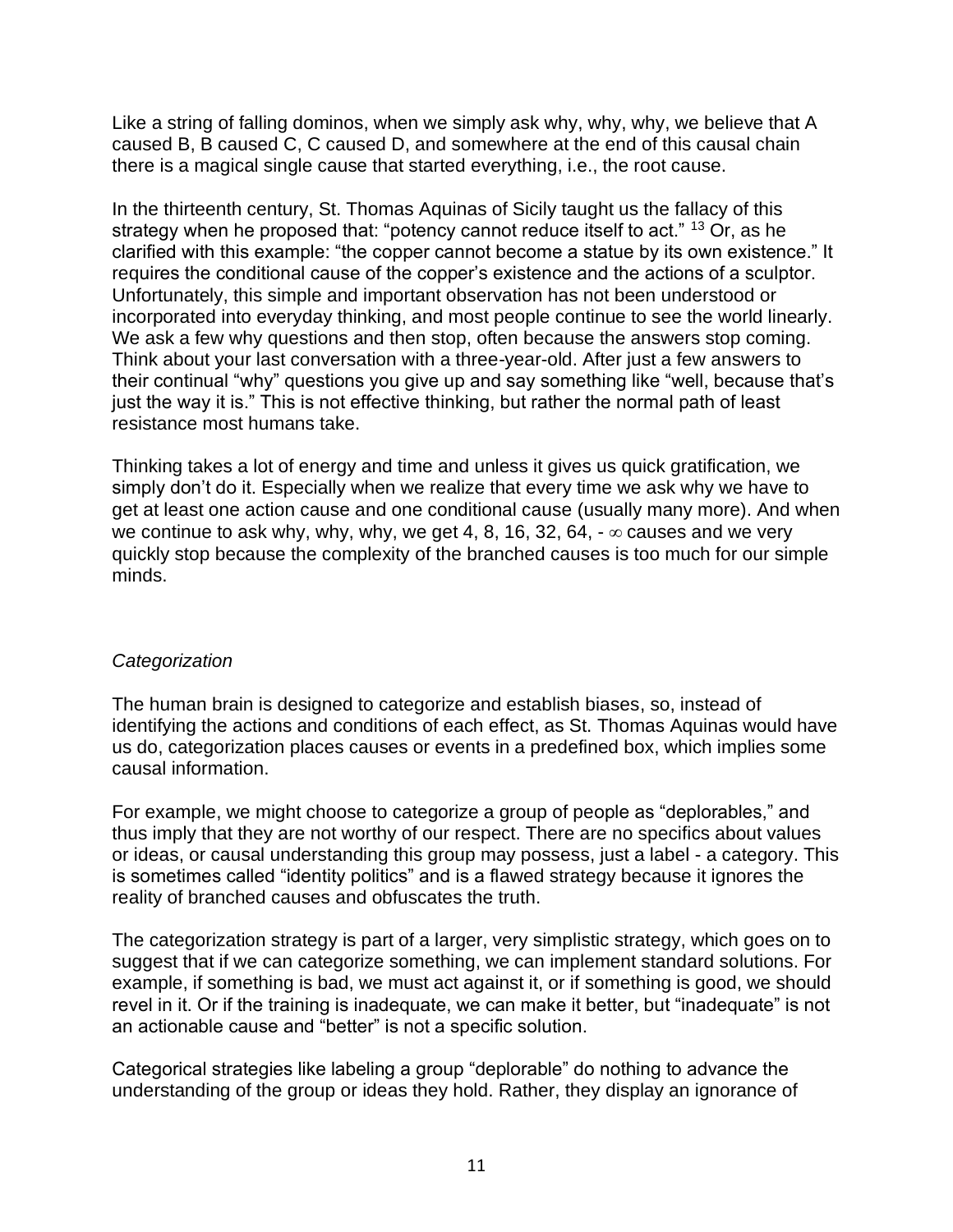Like a string of falling dominos, when we simply ask why, why, why, we believe that A caused B, B caused C, C caused D, and somewhere at the end of this causal chain there is a magical single cause that started everything, i.e., the root cause.

In the thirteenth century, St. Thomas Aquinas of Sicily taught us the fallacy of this strategy when he proposed that: "potency cannot reduce itself to act." [13] Or, as he clarified with this example: "the copper cannot become a statue by its own existence." It requires the conditional cause of the copper's existence and the actions of a sculptor. Unfortunately, this simple and important observation has not been understood or incorporated into everyday thinking, and most people continue to see the world linearly. We ask a few why questions and then stop, often because the answers stop coming. Think about your last conversation with a three-year-old. After just a few answers to their continual "why" questions you give up and say something like "well, because that's just the way it is." This is not effective thinking, but rather the normal path of least resistance most humans take.

Thinking takes a lot of energy and time and unless it gives us quick gratification, we simply don't do it. Especially when we realize that every time we ask why we have to get at least one action cause and one conditional cause (usually many more). And when we continue to ask why, why, why, we get 4, 8, 16, 32, 64, - $\infty$ causes and we very quickly stop because the complexity of the branched causes is too much for our simple minds.

*Categorization*

The human brain is designed to categorize and establish biases, so, instead of identifying the actions and conditions of each effect, as St. Thomas Aquinas would have us do, categorization places causes or events in a predefined box, which implies some causal information.

For example, we might choose to categorize a group of people as "deplorables," and thus imply that they are not worthy of our respect. There are no specifics about values or ideas, or causal understanding this group may possess, just a label - a category. This is sometimes called "identity politics" and is a flawed strategy because it ignores the reality of branched causes and obfuscates the truth.

The categorization strategy is part of a larger, very simplistic strategy, which goes on to suggest that if we can categorize something, we can implement standard solutions. For example, if something is bad, we must act against it, or if something is good, we should revel in it. Or if the training is inadequate, we can make it better, but "inadequate" is not an actionable cause and "better" is not a specific solution.

Categorical strategies like labeling a group "deplorable" do nothing to advance the understanding of the group or ideas they hold. Rather, they display an ignorance of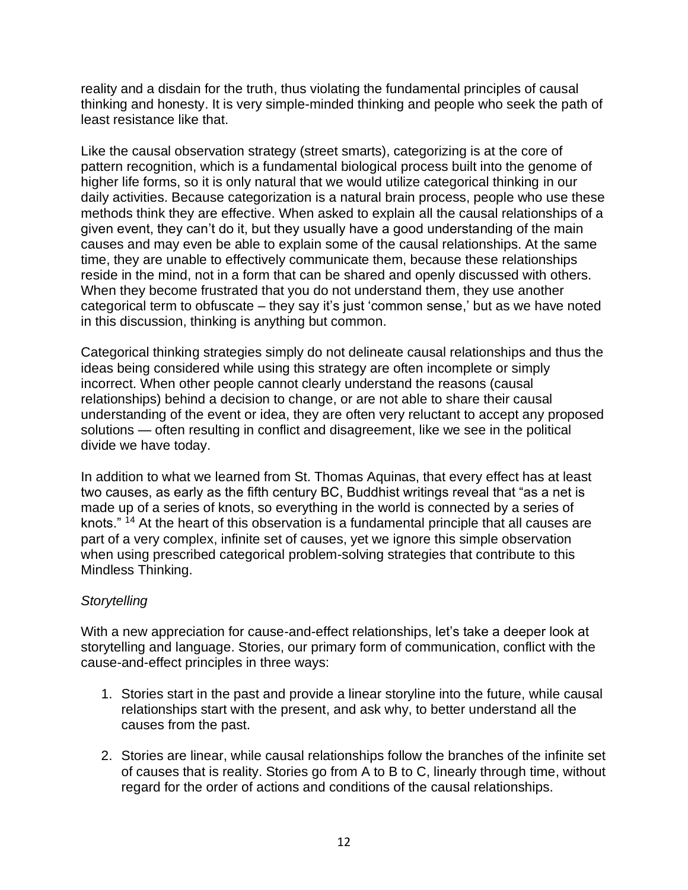reality and a disdain for the truth, thus violating the fundamental principles of causal thinking and honesty. It is very simple-minded thinking and people who seek the path of least resistance like that.

Like the causal observation strategy (street smarts), categorizing is at the core of pattern recognition, which is a fundamental biological process built into the genome of higher life forms, so it is only natural that we would utilize categorical thinking in our daily activities. Because categorization is a natural brain process, people who use these methods think they are effective. When asked to explain all the causal relationships of a given event, they can't do it, but they usually have a good understanding of the main causes and may even be able to explain some of the causal relationships. At the same time, they are unable to effectively communicate them, because these relationships reside in the mind, not in a form that can be shared and openly discussed with others. When they become frustrated that you do not understand them, they use another categorical term to obfuscate – they say it's just 'common sense,' but as we have noted in this discussion, thinking is anything but common.

Categorical thinking strategies simply do not delineate causal relationships and thus the ideas being considered while using this strategy are often incomplete or simply incorrect. When other people cannot clearly understand the reasons (causal relationships) behind a decision to change, or are not able to share their causal understanding of the event or idea, they are often very reluctant to accept any proposed solutions — often resulting in conflict and disagreement, like we see in the political divide we have today.

In addition to what we learned from St. Thomas Aquinas, that every effect has at least two causes, as early as the fifth century BC, Buddhist writings reveal that "as a net is made up of a series of knots, so everything in the world is connected by a series of knots." [14] At the heart of this observation is a fundamental principle that all causes are part of a very complex, infinite set of causes, yet we ignore this simple observation when using prescribed categorical problem-solving strategies that contribute to this Mindless Thinking.

*Storytelling*

With a new appreciation for cause-and-effect relationships, let's take a deeper look at storytelling and language. Stories, our primary form of communication, conflict with the cause-and-effect principles in three ways:

1. Stories start in the past and provide a linear storyline into the future, while causal relationships start with the present, and ask why, to better understand all the causes from the past.

2. Stories are linear, while causal relationships follow the branches of the infinite set of causes that is reality. Stories go from A to B to C, linearly through time, without regard for the order of actions and conditions of the causal relationships.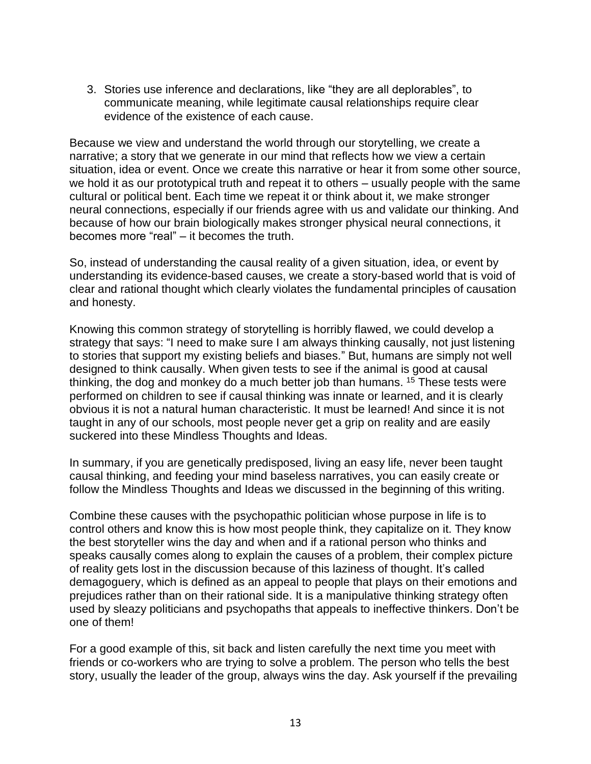3. Stories use inference and declarations, like "they are all deplorables", to communicate meaning, while legitimate causal relationships require clear evidence of the existence of each cause.

Because we view and understand the world through our storytelling, we create a narrative; a story that we generate in our mind that reflects how we view a certain situation, idea or event. Once we create this narrative or hear it from some other source, we hold it as our prototypical truth and repeat it to others – usually people with the same cultural or political bent. Each time we repeat it or think about it, we make stronger neural connections, especially if our friends agree with us and validate our thinking. And because of how our brain biologically makes stronger physical neural connections, it becomes more "real" – it becomes the truth.

So, instead of understanding the causal reality of a given situation, idea, or event by understanding its evidence-based causes, we create a story-based world that is void of clear and rational thought which clearly violates the fundamental principles of causation and honesty.

Knowing this common strategy of storytelling is horribly flawed, we could develop a strategy that says: "I need to make sure I am always thinking causally, not just listening to stories that support my existing beliefs and biases." But, humans are simply not well designed to think causally. When given tests to see if the animal is good at causal thinking, the dog and monkey do a much better job than humans. [15] These tests were performed on children to see if causal thinking was innate or learned, and it is clearly obvious it is not a natural human characteristic. It must be learned! And since it is not taught in any of our schools, most people never get a grip on reality and are easily suckered into these Mindless Thoughts and Ideas.

In summary, if you are genetically predisposed, living an easy life, never been taught causal thinking, and feeding your mind baseless narratives, you can easily create or follow the Mindless Thoughts and Ideas we discussed in the beginning of this writing.

Combine these causes with the psychopathic politician whose purpose in life is to control others and know this is how most people think, they capitalize on it. They know the best storyteller wins the day and when and if a rational person who thinks and speaks causally comes along to explain the causes of a problem, their complex picture of reality gets lost in the discussion because of this laziness of thought. It's called demagoguery, which is defined as an appeal to people that plays on their emotions and prejudices rather than on their rational side. It is a manipulative thinking strategy often used by sleazy politicians and psychopaths that appeals to ineffective thinkers. Don't be one of them!

For a good example of this, sit back and listen carefully the next time you meet with friends or co-workers who are trying to solve a problem. The person who tells the best story, usually the leader of the group, always wins the day. Ask yourself if the prevailing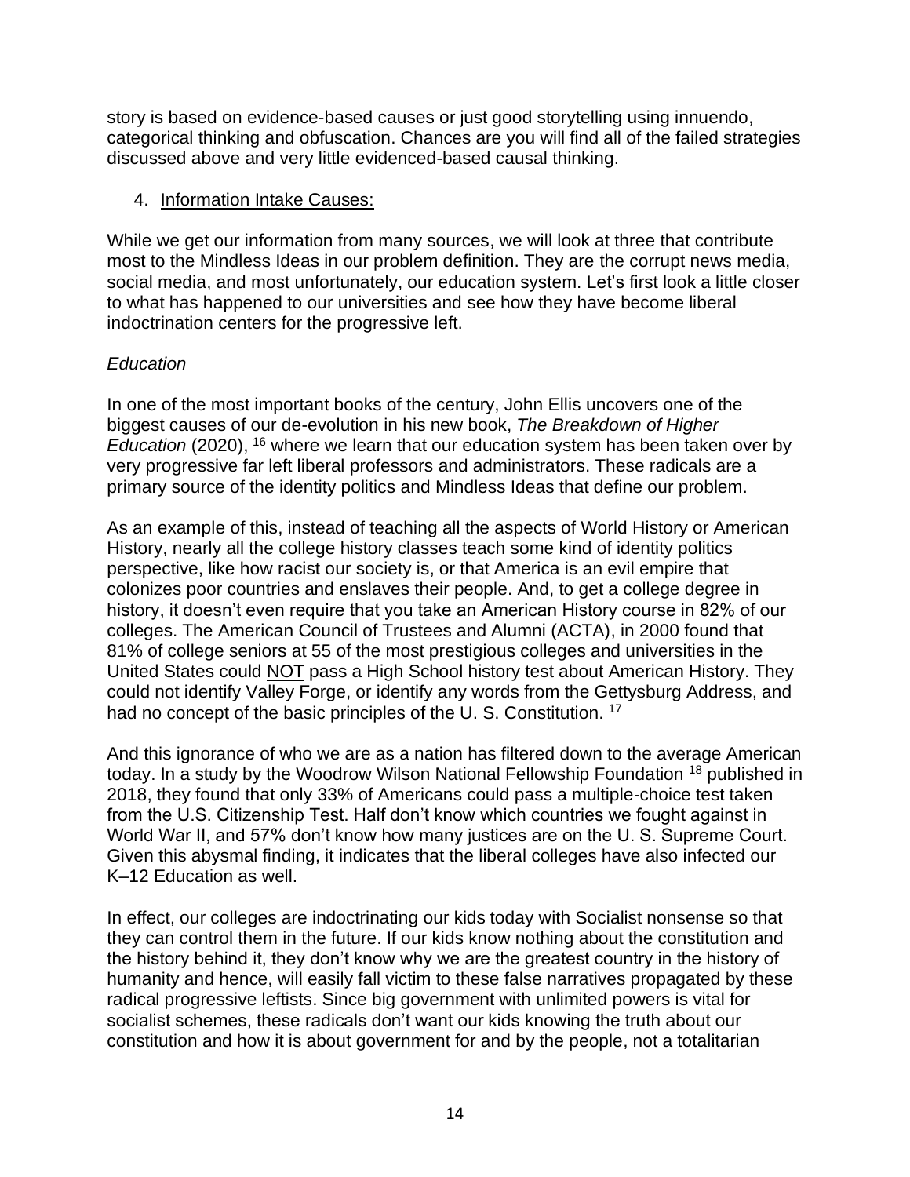story is based on evidence-based causes or just good storytelling using innuendo, categorical thinking and obfuscation. Chances are you will find all of the failed strategies discussed above and very little evidenced-based causal thinking.

4. <u>Information Intake Causes:</u>

While we get our information from many sources, we will look at three that contribute most to the Mindless Ideas in our problem definition. They are the corrupt news media, social media, and most unfortunately, our education system. Let's first look a little closer to what has happened to our universities and see how they have become liberal indoctrination centers for the progressive left.

*Education*

In one of the most important books of the century, John Ellis uncovers one of the biggest causes of our de-evolution in his new book, *The Breakdown of Higher Education* (2020), [16] where we learn that our education system has been taken over by very progressive far left liberal professors and administrators. These radicals are a primary source of the identity politics and Mindless Ideas that define our problem.

As an example of this, instead of teaching all the aspects of World History or American History, nearly all the college history classes teach some kind of identity politics perspective, like how racist our society is, or that America is an evil empire that colonizes poor countries and enslaves their people. And, to get a college degree in history, it doesn't even require that you take an American History course in 82% of our colleges. The American Council of Trustees and Alumni (ACTA), in 2000 found that 81% of college seniors at 55 of the most prestigious colleges and universities in the United States could <u>NOT</u> pass a High School history test about American History. They could not identify Valley Forge, or identify any words from the Gettysburg Address, and had no concept of the basic principles of the U. S. Constitution. [17]

And this ignorance of who we are as a nation has filtered down to the average American today. In a study by the Woodrow Wilson National Fellowship Foundation [18] published in 2018, they found that only 33% of Americans could pass a multiple-choice test taken from the U.S. Citizenship Test. Half don't know which countries we fought against in World War II, and 57% don't know how many justices are on the U. S. Supreme Court. Given this abysmal finding, it indicates that the liberal colleges have also infected our K–12 Education as well.

In effect, our colleges are indoctrinating our kids today with Socialist nonsense so that they can control them in the future. If our kids know nothing about the constitution and the history behind it, they don't know why we are the greatest country in the history of humanity and hence, will easily fall victim to these false narratives propagated by these radical progressive leftists. Since big government with unlimited powers is vital for socialist schemes, these radicals don't want our kids knowing the truth about our constitution and how it is about government for and by the people, not a totalitarian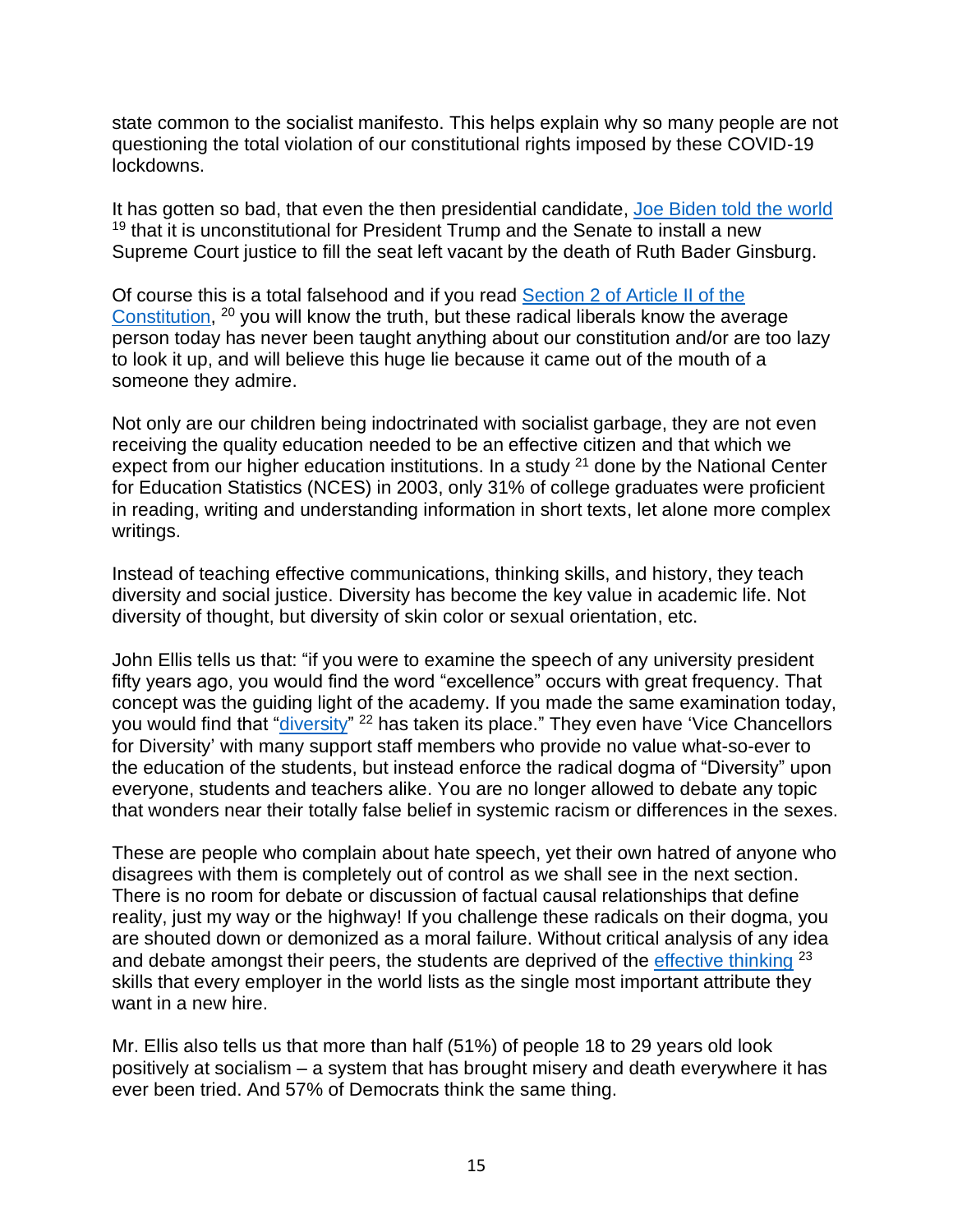state common to the socialist manifesto. This helps explain why so many people are not questioning the total violation of our constitutional rights imposed by these COVID-19 lockdowns.

It has gotten so bad, that even the then presidential candidate, Joe Biden told the world [19] that it is unconstitutional for President Trump and the Senate to install a new Supreme Court justice to fill the seat left vacant by the death of Ruth Bader Ginsburg.

Of course this is a total falsehood and if you read Section 2 of Article II of the Constitution, [20] you will know the truth, but these radical liberals know the average person today has never been taught anything about our constitution and/or are too lazy to look it up, and will believe this huge lie because it came out of the mouth of a someone they admire.

Not only are our children being indoctrinated with socialist garbage, they are not even receiving the quality education needed to be an effective citizen and that which we expect from our higher education institutions. In a study [21] done by the National Center for Education Statistics (NCES) in 2003, only 31% of college graduates were proficient in reading, writing and understanding information in short texts, let alone more complex writings.

Instead of teaching effective communications, thinking skills, and history, they teach diversity and social justice. Diversity has become the key value in academic life. Not diversity of thought, but diversity of skin color or sexual orientation, etc.

John Ellis tells us that: "if you were to examine the speech of any university president fifty years ago, you would find the word "excellence" occurs with great frequency. That concept was the guiding light of the academy. If you made the same examination today, you would find that "diversity" [22] has taken its place." They even have 'Vice Chancellors for Diversity' with many support staff members who provide no value what-so-ever to the education of the students, but instead enforce the radical dogma of "Diversity" upon everyone, students and teachers alike. You are no longer allowed to debate any topic that wonders near their totally false belief in systemic racism or differences in the sexes.

These are people who complain about hate speech, yet their own hatred of anyone who disagrees with them is completely out of control as we shall see in the next section. There is no room for debate or discussion of factual causal relationships that define reality, just my way or the highway! If you challenge these radicals on their dogma, you are shouted down or demonized as a moral failure. Without critical analysis of any idea and debate amongst their peers, the students are deprived of the effective thinking [23] skills that every employer in the world lists as the single most important attribute they want in a new hire.

Mr. Ellis also tells us that more than half (51%) of people 18 to 29 years old look positively at socialism – a system that has brought misery and death everywhere it has ever been tried. And 57% of Democrats think the same thing.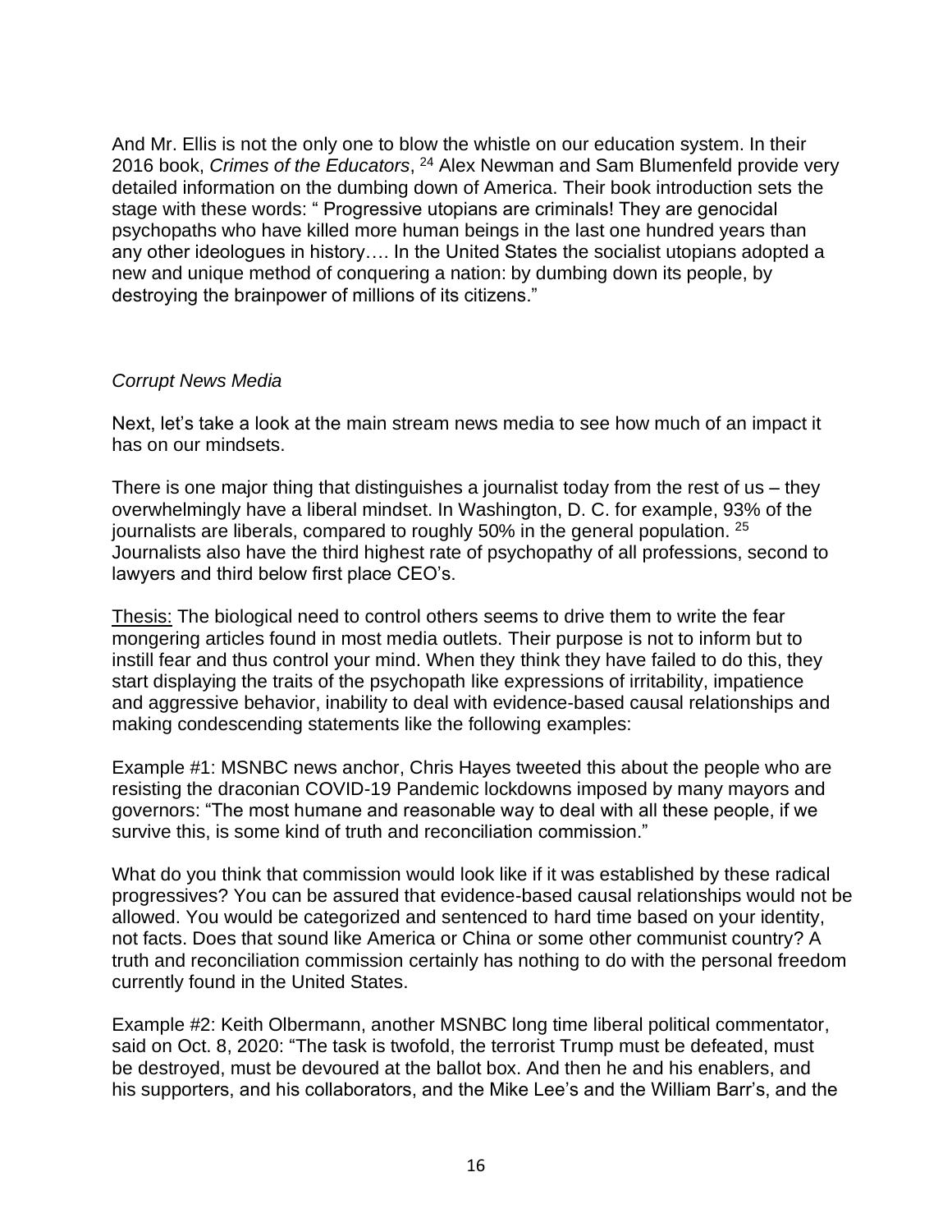And Mr. Ellis is not the only one to blow the whistle on our education system. In their 2016 book, *Crimes of the Educators*, [24] Alex Newman and Sam Blumenfeld provide very detailed information on the dumbing down of America. Their book introduction sets the stage with these words: " Progressive utopians are criminals! They are genocidal psychopaths who have killed more human beings in the last one hundred years than any other ideologues in history…. In the United States the socialist utopians adopted a new and unique method of conquering a nation: by dumbing down its people, by destroying the brainpower of millions of its citizens."

*Corrupt News Media*

Next, let's take a look at the main stream news media to see how much of an impact it has on our mindsets.

There is one major thing that distinguishes a journalist today from the rest of us – they overwhelmingly have a liberal mindset. In Washington, D. C. for example, 93% of the journalists are liberals, compared to roughly 50% in the general population. [25] Journalists also have the third highest rate of psychopathy of all professions, second to lawyers and third below first place CEO's.

<u>Thesis:</u> The biological need to control others seems to drive them to write the fear mongering articles found in most media outlets. Their purpose is not to inform but to instill fear and thus control your mind. When they think they have failed to do this, they start displaying the traits of the psychopath like expressions of irritability, impatience and aggressive behavior, inability to deal with evidence-based causal relationships and making condescending statements like the following examples:

Example #1: MSNBC news anchor, Chris Hayes tweeted this about the people who are resisting the draconian COVID-19 Pandemic lockdowns imposed by many mayors and governors: "The most humane and reasonable way to deal with all these people, if we survive this, is some kind of truth and reconciliation commission."

What do you think that commission would look like if it was established by these radical progressives? You can be assured that evidence-based causal relationships would not be allowed. You would be categorized and sentenced to hard time based on your identity, not facts. Does that sound like America or China or some other communist country? A truth and reconciliation commission certainly has nothing to do with the personal freedom currently found in the United States.

Example #2: Keith Olbermann, another MSNBC long time liberal political commentator, said on Oct. 8, 2020: "The task is twofold, the terrorist Trump must be defeated, must be destroyed, must be devoured at the ballot box. And then he and his enablers, and his supporters, and his collaborators, and the Mike Lee's and the William Barr's, and the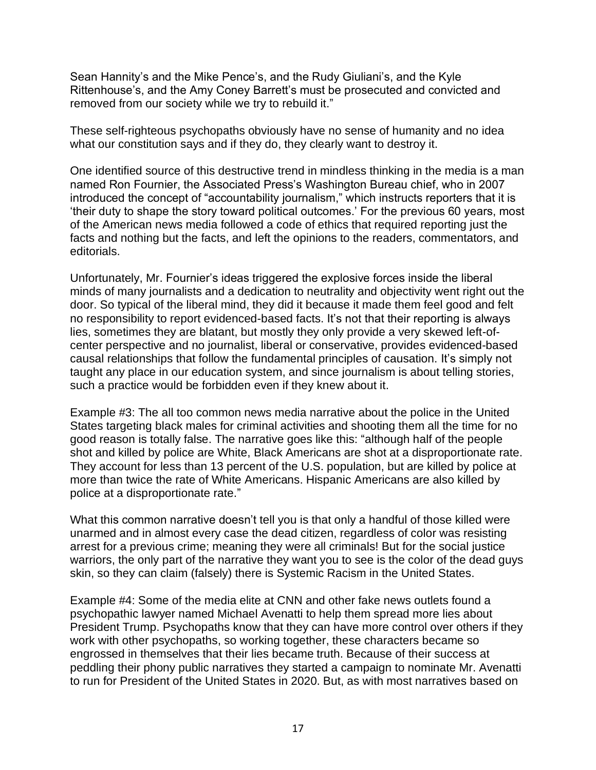Sean Hannity's and the Mike Pence's, and the Rudy Giuliani's, and the Kyle Rittenhouse's, and the Amy Coney Barrett's must be prosecuted and convicted and removed from our society while we try to rebuild it."

These self-righteous psychopaths obviously have no sense of humanity and no idea what our constitution says and if they do, they clearly want to destroy it.

One identified source of this destructive trend in mindless thinking in the media is a man named Ron Fournier, the Associated Press's Washington Bureau chief, who in 2007 introduced the concept of "accountability journalism," which instructs reporters that it is 'their duty to shape the story toward political outcomes.' For the previous 60 years, most of the American news media followed a code of ethics that required reporting just the facts and nothing but the facts, and left the opinions to the readers, commentators, and editorials.

Unfortunately, Mr. Fournier's ideas triggered the explosive forces inside the liberal minds of many journalists and a dedication to neutrality and objectivity went right out the door. So typical of the liberal mind, they did it because it made them feel good and felt no responsibility to report evidenced-based facts. It's not that their reporting is always lies, sometimes they are blatant, but mostly they only provide a very skewed left-of-center perspective and no journalist, liberal or conservative, provides evidenced-based causal relationships that follow the fundamental principles of causation. It's simply not taught any place in our education system, and since journalism is about telling stories, such a practice would be forbidden even if they knew about it.

Example #3: The all too common news media narrative about the police in the United States targeting black males for criminal activities and shooting them all the time for no good reason is totally false. The narrative goes like this: "although half of the people shot and killed by police are White, Black Americans are shot at a disproportionate rate. They account for less than 13 percent of the U.S. population, but are killed by police at more than twice the rate of White Americans. Hispanic Americans are also killed by police at a disproportionate rate."

What this common narrative doesn't tell you is that only a handful of those killed were unarmed and in almost every case the dead citizen, regardless of color was resisting arrest for a previous crime; meaning they were all criminals! But for the social justice warriors, the only part of the narrative they want you to see is the color of the dead guys skin, so they can claim (falsely) there is Systemic Racism in the United States.

Example #4: Some of the media elite at CNN and other fake news outlets found a psychopathic lawyer named Michael Avenatti to help them spread more lies about President Trump. Psychopaths know that they can have more control over others if they work with other psychopaths, so working together, these characters became so engrossed in themselves that their lies became truth. Because of their success at peddling their phony public narratives they started a campaign to nominate Mr. Avenatti to run for President of the United States in 2020. But, as with most narratives based on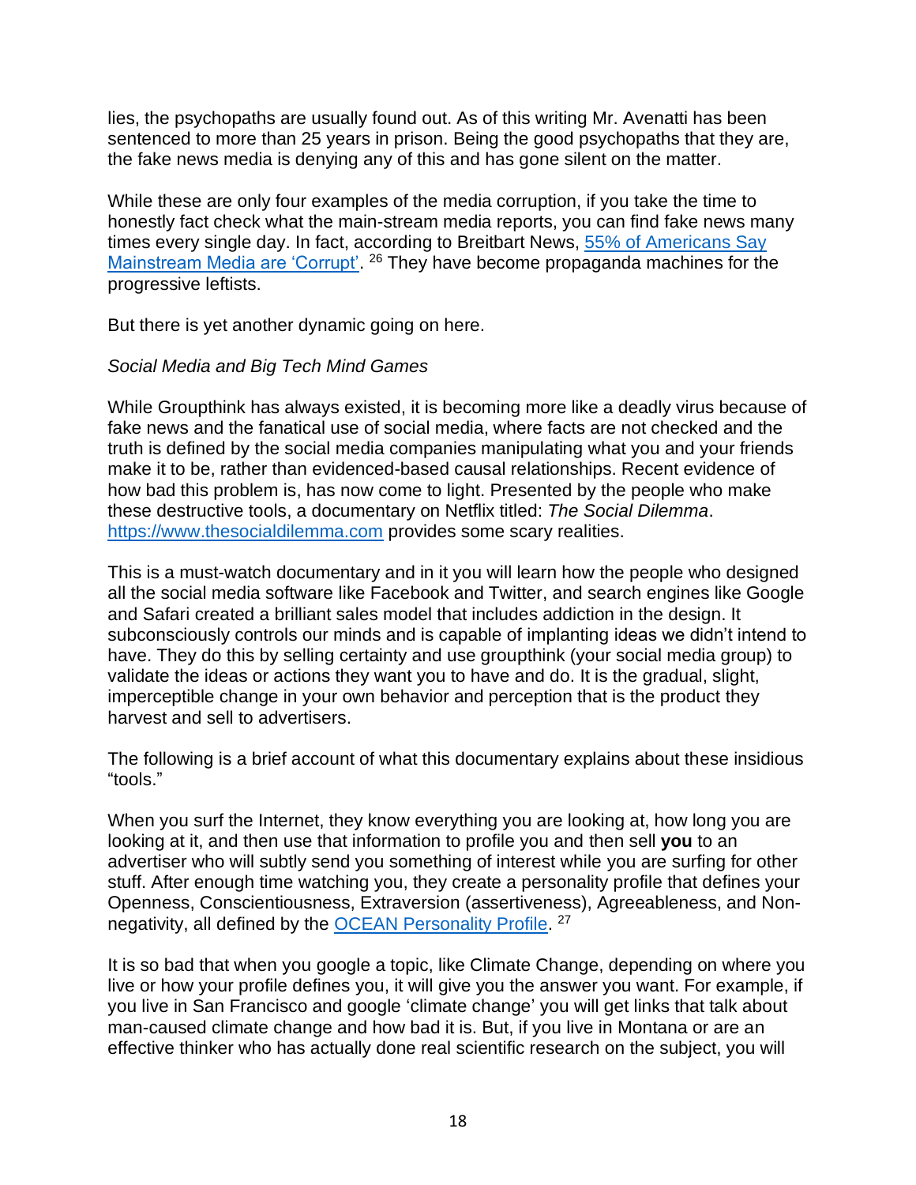lies, the psychopaths are usually found out. As of this writing Mr. Avenatti has been sentenced to more than 25 years in prison. Being the good psychopaths that they are, the fake news media is denying any of this and has gone silent on the matter.

While these are only four examples of the media corruption, if you take the time to honestly fact check what the main-stream media reports, you can find fake news many times every single day. In fact, according to Breitbart News, [55% of Americans Say Mainstream Media are 'Corrupt'](). [26] They have become propaganda machines for the progressive leftists.

But there is yet another dynamic going on here.

*Social Media and Big Tech Mind Games*

While Groupthink has always existed, it is becoming more like a deadly virus because of fake news and the fanatical use of social media, where facts are not checked and the truth is defined by the social media companies manipulating what you and your friends make it to be, rather than evidenced-based causal relationships. Recent evidence of how bad this problem is, has now come to light. Presented by the people who make these destructive tools, a documentary on Netflix titled: *The Social Dilemma*. https://www.thesocialdilemma.com provides some scary realities.

This is a must-watch documentary and in it you will learn how the people who designed all the social media software like Facebook and Twitter, and search engines like Google and Safari created a brilliant sales model that includes addiction in the design. It subconsciously controls our minds and is capable of implanting ideas we didn't intend to have. They do this by selling certainty and use groupthink (your social media group) to validate the ideas or actions they want you to have and do. It is the gradual, slight, imperceptible change in your own behavior and perception that is the product they harvest and sell to advertisers.

The following is a brief account of what this documentary explains about these insidious "tools."

When you surf the Internet, they know everything you are looking at, how long you are looking at it, and then use that information to profile you and then sell **you** to an advertiser who will subtly send you something of interest while you are surfing for other stuff. After enough time watching you, they create a personality profile that defines your Openness, Conscientiousness, Extraversion (assertiveness), Agreeableness, and Non-negativity, all defined by the [OCEAN Personality Profile](). [27]

It is so bad that when you google a topic, like Climate Change, depending on where you live or how your profile defines you, it will give you the answer you want. For example, if you live in San Francisco and google 'climate change' you will get links that talk about man-caused climate change and how bad it is. But, if you live in Montana or are an effective thinker who has actually done real scientific research on the subject, you will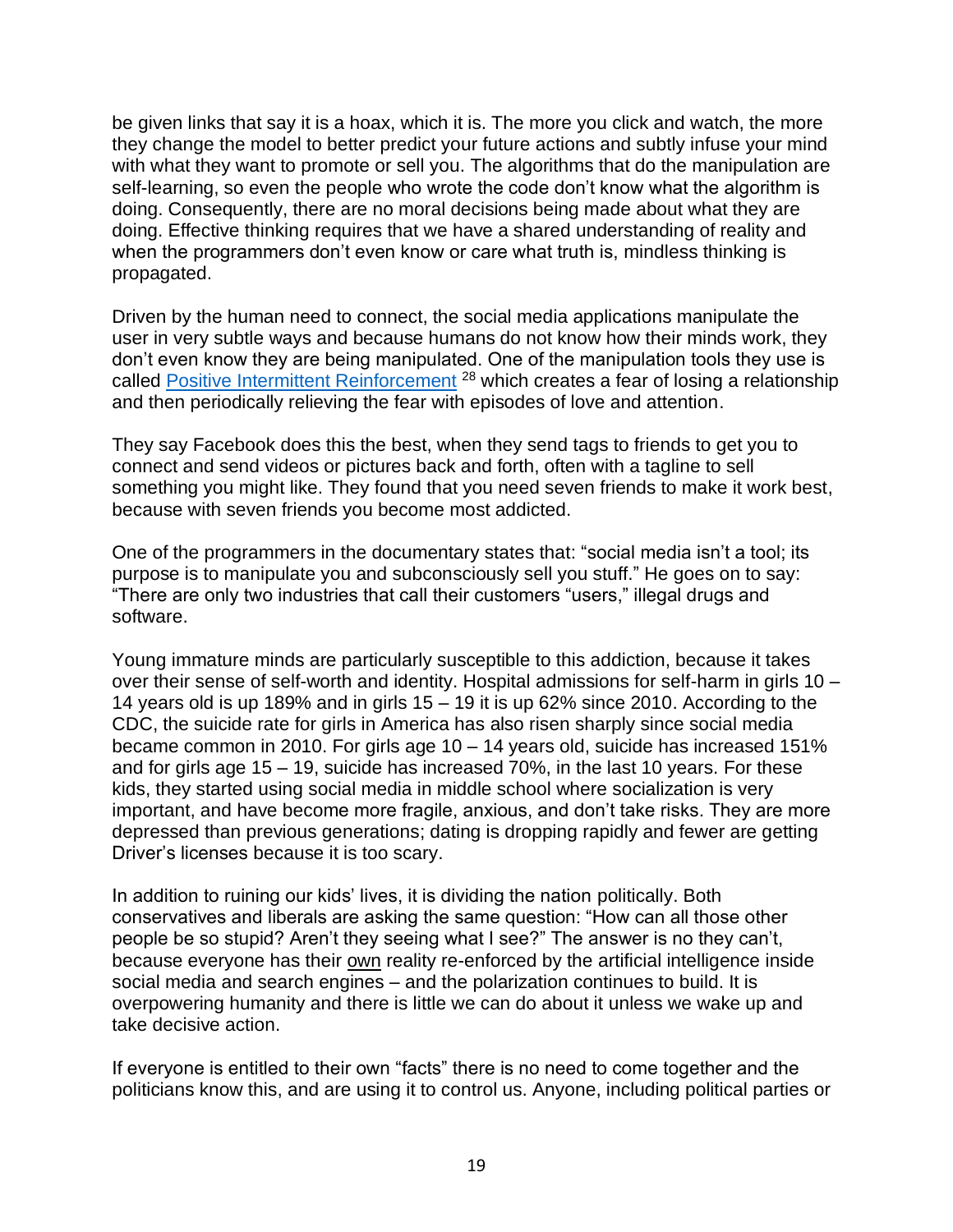be given links that say it is a hoax, which it is. The more you click and watch, the more they change the model to better predict your future actions and subtly infuse your mind with what they want to promote or sell you. The algorithms that do the manipulation are self-learning, so even the people who wrote the code don't know what the algorithm is doing. Consequently, there are no moral decisions being made about what they are doing. Effective thinking requires that we have a shared understanding of reality and when the programmers don't even know or care what truth is, mindless thinking is propagated.

Driven by the human need to connect, the social media applications manipulate the user in very subtle ways and because humans do not know how their minds work, they don't even know they are being manipulated. One of the manipulation tools they use is called [Positive Intermittent Reinforcement](#) [28] which creates a fear of losing a relationship and then periodically relieving the fear with episodes of love and attention.

They say Facebook does this the best, when they send tags to friends to get you to connect and send videos or pictures back and forth, often with a tagline to sell something you might like. They found that you need seven friends to make it work best, because with seven friends you become most addicted.

One of the programmers in the documentary states that: "social media isn't a tool; its purpose is to manipulate you and subconsciously sell you stuff." He goes on to say: "There are only two industries that call their customers "users," illegal drugs and software.

Young immature minds are particularly susceptible to this addiction, because it takes over their sense of self-worth and identity. Hospital admissions for self-harm in girls 10 – 14 years old is up 189% and in girls 15 – 19 it is up 62% since 2010. According to the CDC, the suicide rate for girls in America has also risen sharply since social media became common in 2010. For girls age 10 – 14 years old, suicide has increased 151% and for girls age 15 – 19, suicide has increased 70%, in the last 10 years. For these kids, they started using social media in middle school where socialization is very important, and have become more fragile, anxious, and don't take risks. They are more depressed than previous generations; dating is dropping rapidly and fewer are getting Driver's licenses because it is too scary.

In addition to ruining our kids' lives, it is dividing the nation politically. Both conservatives and liberals are asking the same question: "How can all those other people be so stupid? Aren't they seeing what I see?" The answer is no they can't, because everyone has their <u>own</u> reality re-enforced by the artificial intelligence inside social media and search engines – and the polarization continues to build. It is overpowering humanity and there is little we can do about it unless we wake up and take decisive action.

If everyone is entitled to their own "facts" there is no need to come together and the politicians know this, and are using it to control us. Anyone, including political parties or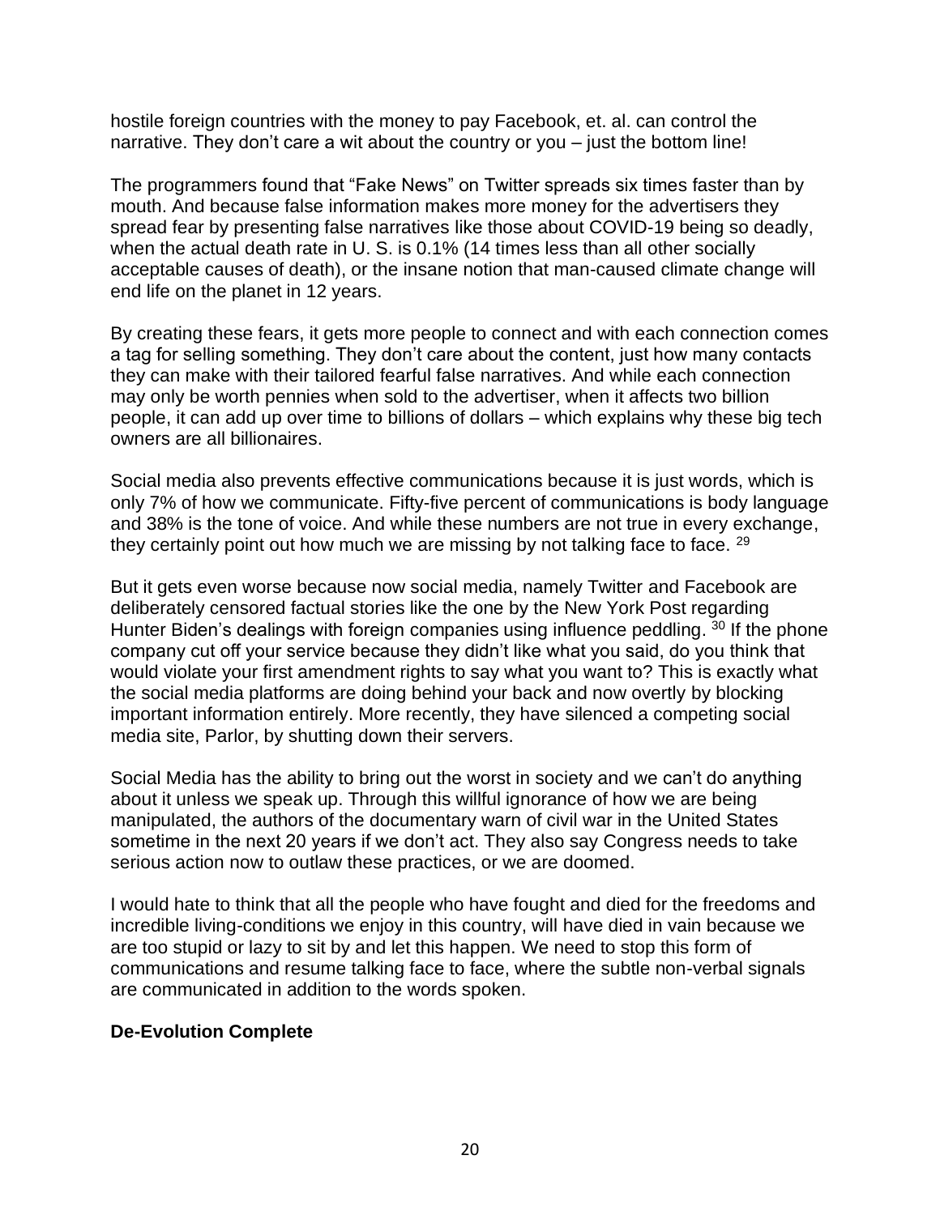hostile foreign countries with the money to pay Facebook, et. al. can control the narrative. They don't care a wit about the country or you – just the bottom line!

The programmers found that "Fake News" on Twitter spreads six times faster than by mouth. And because false information makes more money for the advertisers they spread fear by presenting false narratives like those about COVID-19 being so deadly, when the actual death rate in U. S. is 0.1% (14 times less than all other socially acceptable causes of death), or the insane notion that man-caused climate change will end life on the planet in 12 years.

By creating these fears, it gets more people to connect and with each connection comes a tag for selling something. They don't care about the content, just how many contacts they can make with their tailored fearful false narratives. And while each connection may only be worth pennies when sold to the advertiser, when it affects two billion people, it can add up over time to billions of dollars – which explains why these big tech owners are all billionaires.

Social media also prevents effective communications because it is just words, which is only 7% of how we communicate. Fifty-five percent of communications is body language and 38% is the tone of voice. And while these numbers are not true in every exchange, they certainly point out how much we are missing by not talking face to face. [29]

But it gets even worse because now social media, namely Twitter and Facebook are deliberately censored factual stories like the one by the New York Post regarding Hunter Biden's dealings with foreign companies using influence peddling. [30] If the phone company cut off your service because they didn't like what you said, do you think that would violate your first amendment rights to say what you want to? This is exactly what the social media platforms are doing behind your back and now overtly by blocking important information entirely. More recently, they have silenced a competing social media site, Parlor, by shutting down their servers.

Social Media has the ability to bring out the worst in society and we can't do anything about it unless we speak up. Through this willful ignorance of how we are being manipulated, the authors of the documentary warn of civil war in the United States sometime in the next 20 years if we don't act. They also say Congress needs to take serious action now to outlaw these practices, or we are doomed.

I would hate to think that all the people who have fought and died for the freedoms and incredible living-conditions we enjoy in this country, will have died in vain because we are too stupid or lazy to sit by and let this happen. We need to stop this form of communications and resume talking face to face, where the subtle non-verbal signals are communicated in addition to the words spoken.

**De-Evolution Complete**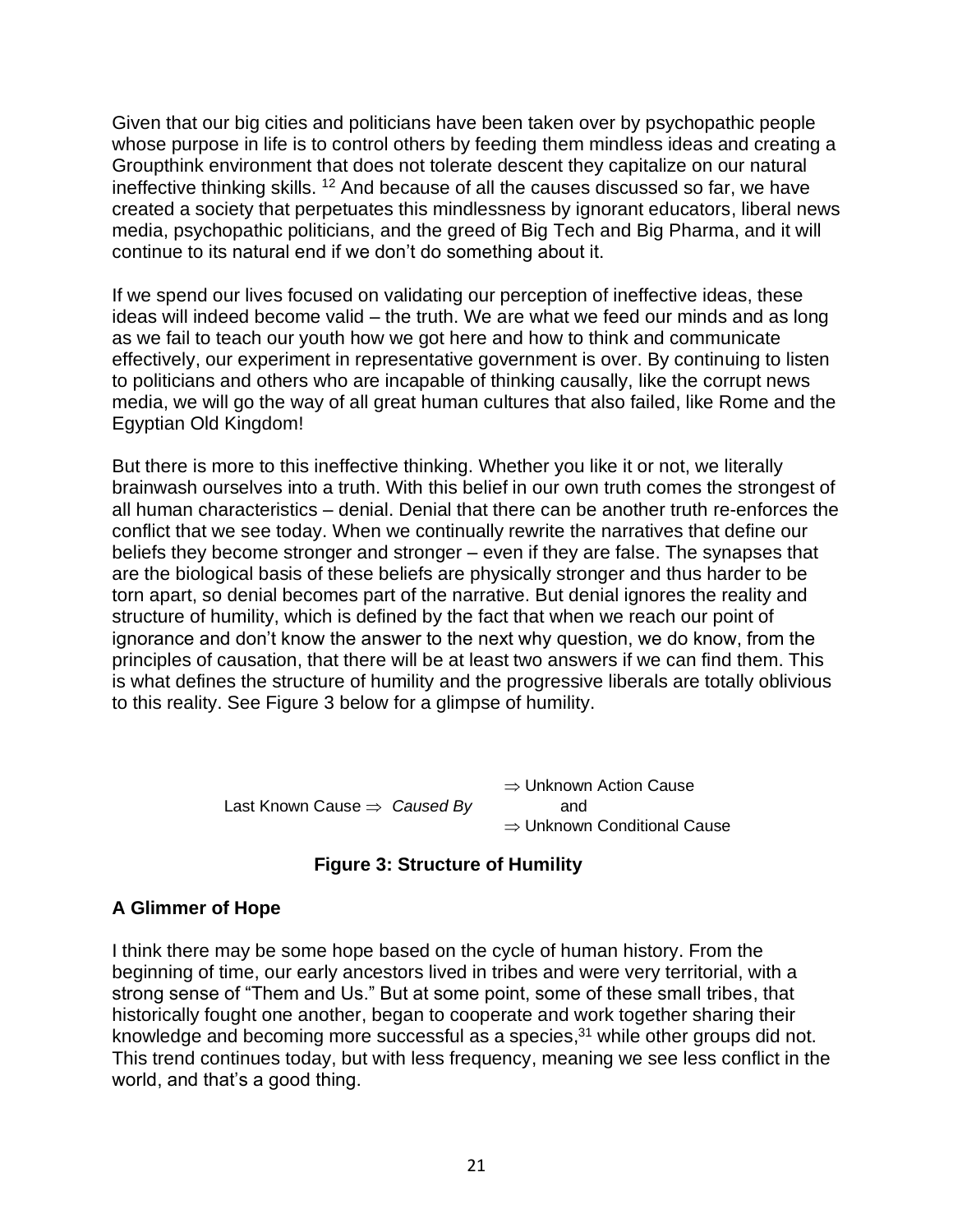Given that our big cities and politicians have been taken over by psychopathic people whose purpose in life is to control others by feeding them mindless ideas and creating a Groupthink environment that does not tolerate descent they capitalize on our natural ineffective thinking skills. [12] And because of all the causes discussed so far, we have created a society that perpetuates this mindlessness by ignorant educators, liberal news media, psychopathic politicians, and the greed of Big Tech and Big Pharma, and it will continue to its natural end if we don't do something about it.

If we spend our lives focused on validating our perception of ineffective ideas, these ideas will indeed become valid – the truth. We are what we feed our minds and as long as we fail to teach our youth how we got here and how to think and communicate effectively, our experiment in representative government is over. By continuing to listen to politicians and others who are incapable of thinking causally, like the corrupt news media, we will go the way of all great human cultures that also failed, like Rome and the Egyptian Old Kingdom!

But there is more to this ineffective thinking. Whether you like it or not, we literally brainwash ourselves into a truth. With this belief in our own truth comes the strongest of all human characteristics – denial. Denial that there can be another truth re-enforces the conflict that we see today. When we continually rewrite the narratives that define our beliefs they become stronger and stronger – even if they are false. The synapses that are the biological basis of these beliefs are physically stronger and thus harder to be torn apart, so denial becomes part of the narrative. But denial ignores the reality and structure of humility, which is defined by the fact that when we reach our point of ignorance and don't know the answer to the next why question, we do know, from the principles of causation, that there will be at least two answers if we can find them. This is what defines the structure of humility and the progressive liberals are totally oblivious to this reality. See Figure 3 below for a glimpse of humility.

$$
\text{Last Known Cause} \Rightarrow \textit{Caused By} \quad
\begin{array}{l}
\Rightarrow \text{Unknown Action Cause} \\
\quad\quad\quad \text{and} \\
\Rightarrow \text{Unknown Conditional Cause}
\end{array}
$$

**Figure 3: Structure of Humility**

### A Glimmer of Hope

I think there may be some hope based on the cycle of human history. From the beginning of time, our early ancestors lived in tribes and were very territorial, with a strong sense of "Them and Us." But at some point, some of these small tribes, that historically fought one another, began to cooperate and work together sharing their knowledge and becoming more successful as a species,[31] while other groups did not. This trend continues today, but with less frequency, meaning we see less conflict in the world, and that's a good thing.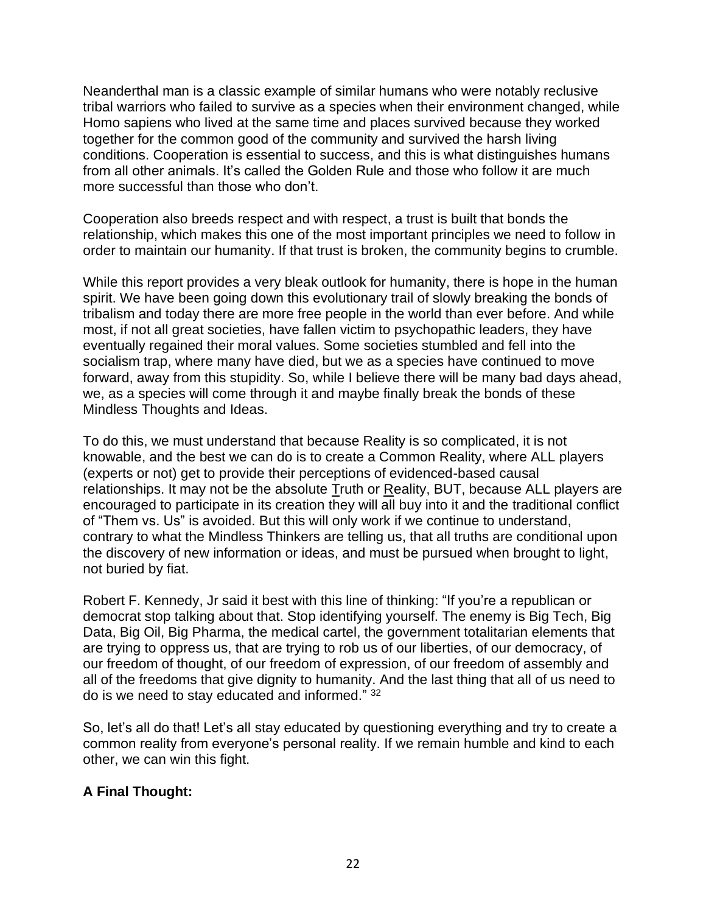Neanderthal man is a classic example of similar humans who were notably reclusive tribal warriors who failed to survive as a species when their environment changed, while Homo sapiens who lived at the same time and places survived because they worked together for the common good of the community and survived the harsh living conditions. Cooperation is essential to success, and this is what distinguishes humans from all other animals. It's called the Golden Rule and those who follow it are much more successful than those who don't.

Cooperation also breeds respect and with respect, a trust is built that bonds the relationship, which makes this one of the most important principles we need to follow in order to maintain our humanity. If that trust is broken, the community begins to crumble.

While this report provides a very bleak outlook for humanity, there is hope in the human spirit. We have been going down this evolutionary trail of slowly breaking the bonds of tribalism and today there are more free people in the world than ever before. And while most, if not all great societies, have fallen victim to psychopathic leaders, they have eventually regained their moral values. Some societies stumbled and fell into the socialism trap, where many have died, but we as a species have continued to move forward, away from this stupidity. So, while I believe there will be many bad days ahead, we, as a species will come through it and maybe finally break the bonds of these Mindless Thoughts and Ideas.

To do this, we must understand that because Reality is so complicated, it is not knowable, and the best we can do is to create a Common Reality, where ALL players (experts or not) get to provide their perceptions of evidenced-based causal relationships. It may not be the absolute Truth or Reality, BUT, because ALL players are encouraged to participate in its creation they will all buy into it and the traditional conflict of "Them vs. Us" is avoided. But this will only work if we continue to understand, contrary to what the Mindless Thinkers are telling us, that all truths are conditional upon the discovery of new information or ideas, and must be pursued when brought to light, not buried by fiat.

Robert F. Kennedy, Jr said it best with this line of thinking: "If you're a republican or democrat stop talking about that. Stop identifying yourself. The enemy is Big Tech, Big Data, Big Oil, Big Pharma, the medical cartel, the government totalitarian elements that are trying to oppress us, that are trying to rob us of our liberties, of our democracy, of our freedom of thought, of our freedom of expression, of our freedom of assembly and all of the freedoms that give dignity to humanity. And the last thing that all of us need to do is we need to stay educated and informed." [32]

So, let's all do that! Let's all stay educated by questioning everything and try to create a common reality from everyone's personal reality. If we remain humble and kind to each other, we can win this fight.

**A Final Thought:**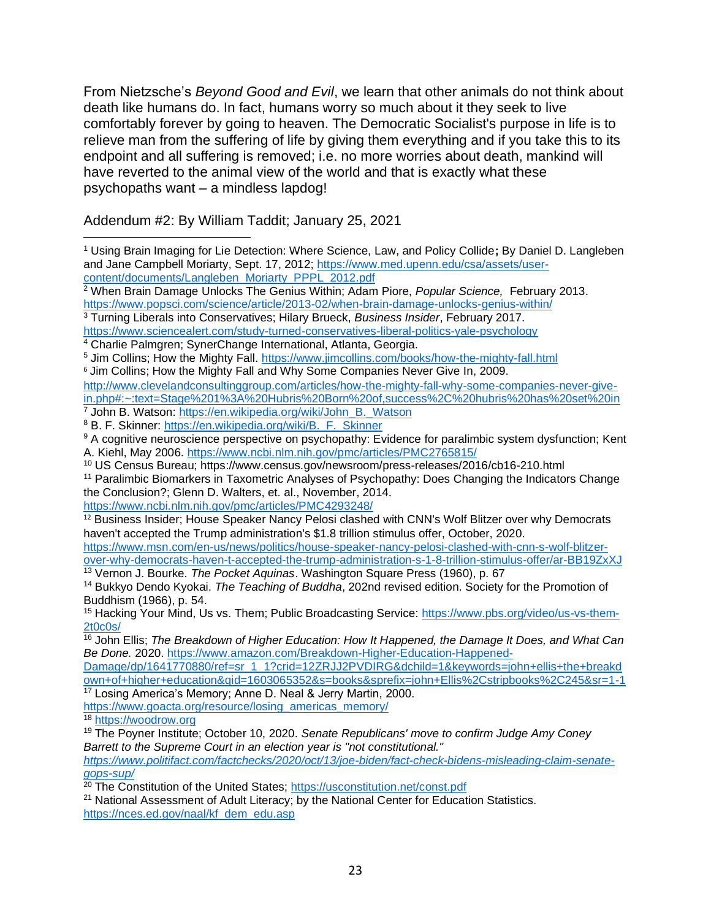From Nietzsche's *Beyond Good and Evil*, we learn that other animals do not think about death like humans do. In fact, humans worry so much about it they seek to live comfortably forever by going to heaven. The Democratic Socialist's purpose in life is to relieve man from the suffering of life by giving them everything and if you take this to its endpoint and all suffering is removed; i.e. no more worries about death, mankind will have reverted to the animal view of the world and that is exactly what these psychopaths want – a mindless lapdog!

Addendum #2: By William Taddit; January 25, 2021

---

[1] Using Brain Imaging for Lie Detection: Where Science, Law, and Policy Collide; By Daniel D. Langleben and Jane Campbell Moriarty, Sept. 17, 2012; https://www.med.upenn.edu/csa/assets/user-content/documents/Langleben_Moriarty_PPPL_2012.pdf

[2] When Brain Damage Unlocks The Genius Within; Adam Piore, *Popular Science,* February 2013. https://www.popsci.com/science/article/2013-02/when-brain-damage-unlocks-genius-within/

[3] Turning Liberals into Conservatives; Hilary Brueck, *Business Insider*, February 2017. https://www.sciencealert.com/study-turned-conservatives-liberal-politics-yale-psychology

[4] Charlie Palmgren; SynerChange International, Atlanta, Georgia.

[5] Jim Collins; How the Mighty Fall. https://www.jimcollins.com/books/how-the-mighty-fall.html

[6] Jim Collins; How the Mighty Fall and Why Some Companies Never Give In, 2009. http://www.clevelandconsultinggroup.com/articles/how-the-mighty-fall-why-some-companies-never-give-in.php#:~:text=Stage%201%3A%20Hubris%20Born%20of,success%2C%20hubris%20has%20set%20in

[7] John B. Watson: https://en.wikipedia.org/wiki/John_B._Watson

[8] B. F. Skinner: https://en.wikipedia.org/wiki/B._F._Skinner

[9] A cognitive neuroscience perspective on psychopathy: Evidence for paralimbic system dysfunction; Kent A. Kiehl, May 2006. https://www.ncbi.nlm.nih.gov/pmc/articles/PMC2765815/

[10] US Census Bureau; https://www.census.gov/newsroom/press-releases/2016/cb16-210.html

[11] Paralimbic Biomarkers in Taxometric Analyses of Psychopathy: Does Changing the Indicators Change the Conclusion?; Glenn D. Walters, et. al., November, 2014. https://www.ncbi.nlm.nih.gov/pmc/articles/PMC4293248/

[12] Business Insider; House Speaker Nancy Pelosi clashed with CNN's Wolf Blitzer over why Democrats haven't accepted the Trump administration's $1.8 trillion stimulus offer, October, 2020. https://www.msn.com/en-us/news/politics/house-speaker-nancy-pelosi-clashed-with-cnn-s-wolf-blitzer-over-why-democrats-haven-t-accepted-the-trump-administration-s-1-8-trillion-stimulus-offer/ar-BB19ZxXJ

[13] Vernon J. Bourke. *The Pocket Aquinas*. Washington Square Press (1960), p. 67

[14] Bukkyo Dendo Kyokai. *The Teaching of Buddha*, 202nd revised edition. Society for the Promotion of Buddhism (1966), p. 54.

[15] Hacking Your Mind, Us vs. Them; Public Broadcasting Service: https://www.pbs.org/video/us-vs-them-2t0c0s/

[16] John Ellis; *The Breakdown of Higher Education: How It Happened, the Damage It Does, and What Can Be Done.* 2020. https://www.amazon.com/Breakdown-Higher-Education-Happened-Damage/dp/1641770880/ref=sr_1_1?crid=12ZRJJ2PVDIRG&dchild=1&keywords=john+ellis+the+breakdown+of+higher+education&qid=1603065352&s=books&sprefix=john+Ellis%2Cstripbooks%2C245&sr=1-1

[17] Losing America's Memory; Anne D. Neal & Jerry Martin, 2000. https://www.goacta.org/resource/losing_americas_memory/

[18] https://woodrow.org

[19] The Poyner Institute; October 10, 2020. *Senate Republicans' move to confirm Judge Amy Coney Barrett to the Supreme Court in an election year is "not constitutional." https://www.politifact.com/factchecks/2020/oct/13/joe-biden/fact-check-bidens-misleading-claim-senate-gops-sup/*

[20] The Constitution of the United States; https://usconstitution.net/const.pdf

[21] National Assessment of Adult Literacy; by the National Center for Education Statistics. https://nces.ed.gov/naal/kf_dem_edu.asp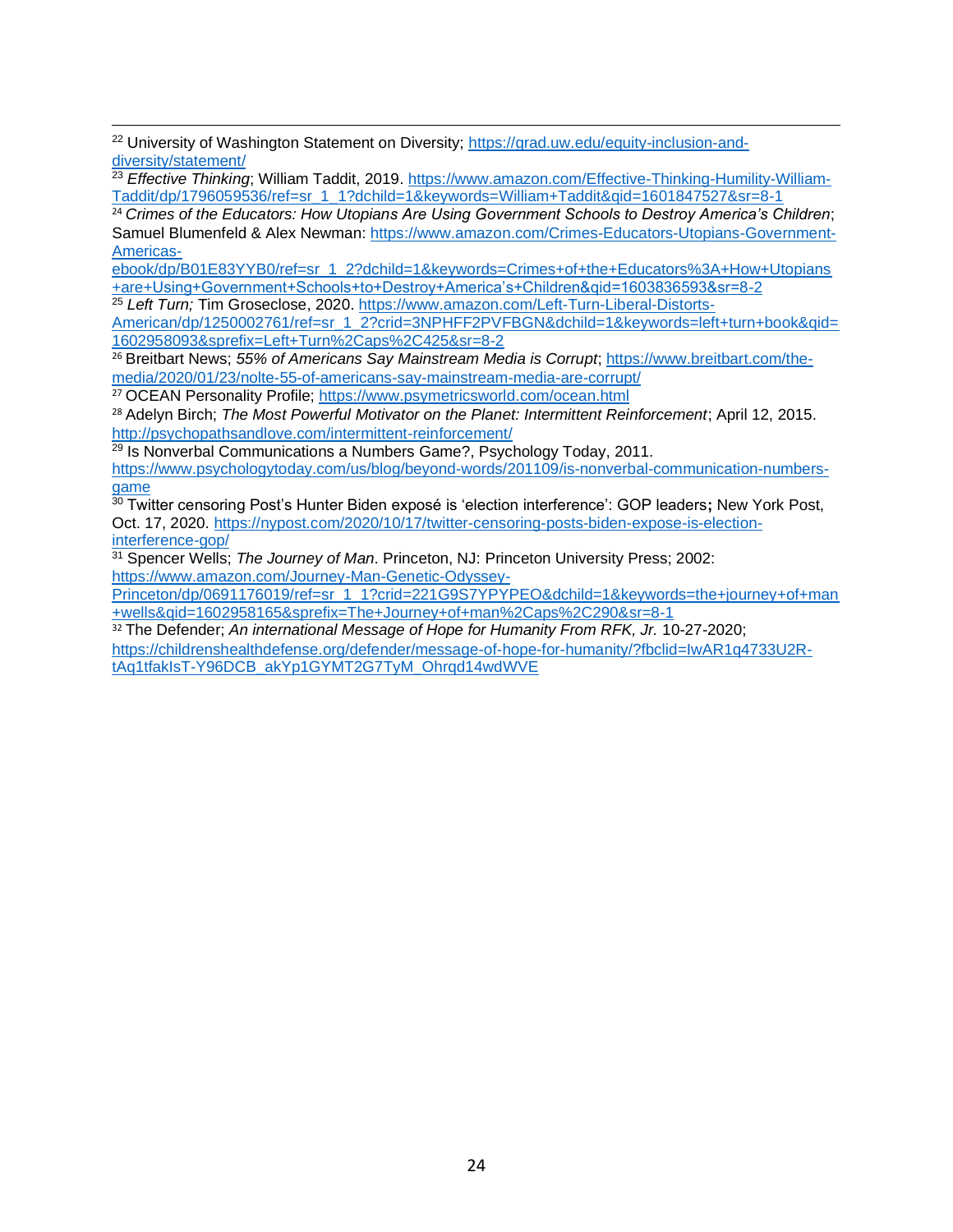[22] University of Washington Statement on Diversity; https://grad.uw.edu/equity-inclusion-and-diversity/statement/

[23] *Effective Thinking*; William Taddit, 2019. https://www.amazon.com/Effective-Thinking-Humility-William-Taddit/dp/1796059536/ref=sr_1_1?dchild=1&keywords=William+Taddit&qid=1601847527&sr=8-1

[24] *Crimes of the Educators: How Utopians Are Using Government Schools to Destroy America's Children*; Samuel Blumenfeld & Alex Newman: https://www.amazon.com/Crimes-Educators-Utopians-Government-Americas-ebook/dp/B01E83YYB0/ref=sr_1_2?dchild=1&keywords=Crimes+of+the+Educators%3A+How+Utopians+are+Using+Government+Schools+to+Destroy+America's+Children&qid=1603836593&sr=8-2

[25] *Left Turn;* Tim Groseclose, 2020. https://www.amazon.com/Left-Turn-Liberal-Distorts-American/dp/1250002761/ref=sr_1_2?crid=3NPHFF2PVFBGN&dchild=1&keywords=left+turn+book&qid=1602958093&sprefix=Left+Turn%2Caps%2C425&sr=8-2

[26] Breitbart News; *55% of Americans Say Mainstream Media is Corrupt*; https://www.breitbart.com/the-media/2020/01/23/nolte-55-of-americans-say-mainstream-media-are-corrupt/

[27] OCEAN Personality Profile; https://www.psymetricsworld.com/ocean.html

[28] Adelyn Birch; *The Most Powerful Motivator on the Planet: Intermittent Reinforcement*; April 12, 2015. http://psychopathsandlove.com/intermittent-reinforcement/

[29] Is Nonverbal Communications a Numbers Game?, Psychology Today, 2011. https://www.psychologytoday.com/us/blog/beyond-words/201109/is-nonverbal-communication-numbers-game

[30] Twitter censoring Post's Hunter Biden exposé is 'election interference': GOP leaders**;** New York Post, Oct. 17, 2020. https://nypost.com/2020/10/17/twitter-censoring-posts-biden-expose-is-election-interference-gop/

[31] Spencer Wells; *The Journey of Man*. Princeton, NJ: Princeton University Press; 2002: https://www.amazon.com/Journey-Man-Genetic-Odyssey-Princeton/dp/0691176019/ref=sr_1_1?crid=221G9S7YPYPEO&dchild=1&keywords=the+journey+of+man+wells&qid=1602958165&sprefix=The+Journey+of+man%2Caps%2C290&sr=8-1

[32] The Defender; *An international Message of Hope for Humanity From RFK, Jr.* 10-27-2020; https://childrenshealthdefense.org/defender/message-of-hope-for-humanity/?fbclid=IwAR1q4733U2R-tAq1tfakIsT-Y96DCB_akYp1GYMT2G7TyM_Ohrqd14wdWVE